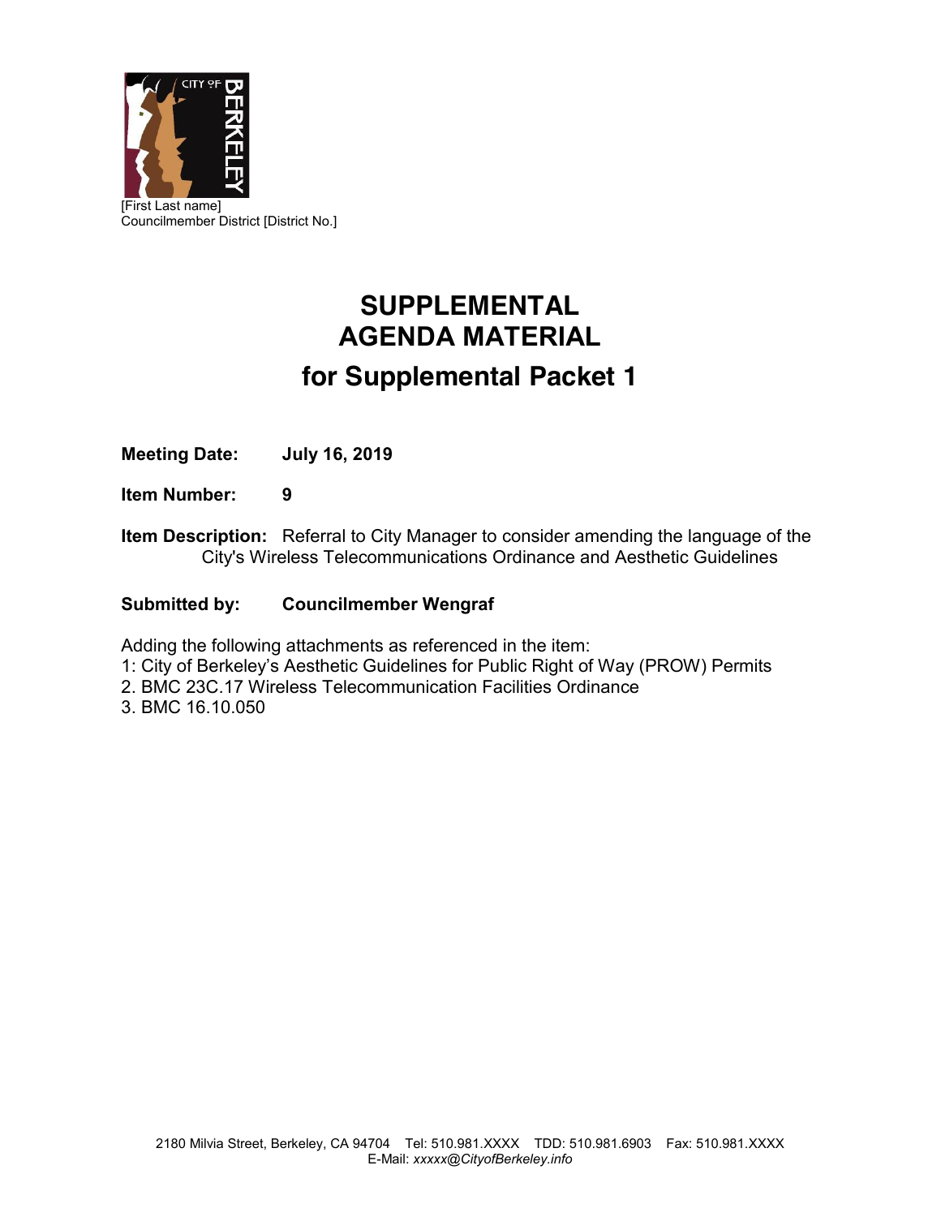[First Last name]
Councilmember District [District No.]

# SUPPLEMENTAL AGENDA MATERIAL

## for Supplemental Packet 1

**Meeting Date:** **July 16, 2019**

**Item Number:** **9**

**Item Description:** Referral to City Manager to consider amending the language of the City's Wireless Telecommunications Ordinance and Aesthetic Guidelines

**Submitted by:** **Councilmember Wengraf**

Adding the following attachments as referenced in the item:
1: City of Berkeley's Aesthetic Guidelines for Public Right of Way (PROW) Permits
2. BMC 23C.17 Wireless Telecommunication Facilities Ordinance
3. BMC 16.10.050

2180 Milvia Street, Berkeley, CA 94704 Tel: 510.981.XXXX TDD: 510.981.6903 Fax: 510.981.XXXX
E-Mail: *xxxxx@CityofBerkeley.info*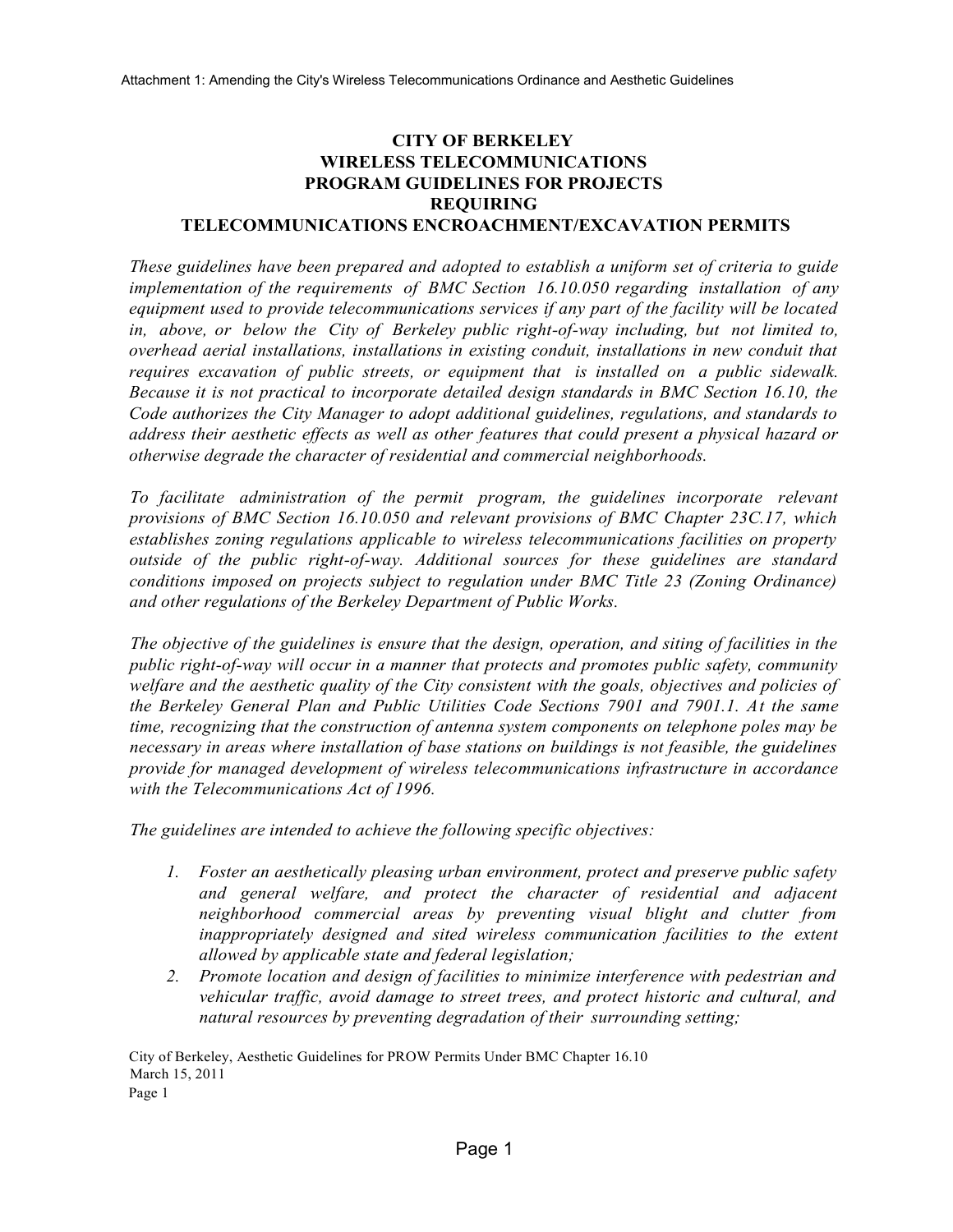# CITY OF BERKELEY
# WIRELESS TELECOMMUNICATIONS
# PROGRAM GUIDELINES FOR PROJECTS
# REQUIRING
# TELECOMMUNICATIONS ENCROACHMENT/EXCAVATION PERMITS

*These guidelines have been prepared and adopted to establish a uniform set of criteria to guide implementation of the requirements of BMC Section 16.10.050 regarding installation of any equipment used to provide telecommunications services if any part of the facility will be located in, above, or below the City of Berkeley public right-of-way including, but not limited to, overhead aerial installations, installations in existing conduit, installations in new conduit that requires excavation of public streets, or equipment that is installed on a public sidewalk. Because it is not practical to incorporate detailed design standards in BMC Section 16.10, the Code authorizes the City Manager to adopt additional guidelines, regulations, and standards to address their aesthetic effects as well as other features that could present a physical hazard or otherwise degrade the character of residential and commercial neighborhoods.*

*To facilitate administration of the permit program, the guidelines incorporate relevant provisions of BMC Section 16.10.050 and relevant provisions of BMC Chapter 23C.17, which establishes zoning regulations applicable to wireless telecommunications facilities on property outside of the public right-of-way. Additional sources for these guidelines are standard conditions imposed on projects subject to regulation under BMC Title 23 (Zoning Ordinance) and other regulations of the Berkeley Department of Public Works.*

*The objective of the guidelines is ensure that the design, operation, and siting of facilities in the public right-of-way will occur in a manner that protects and promotes public safety, community welfare and the aesthetic quality of the City consistent with the goals, objectives and policies of the Berkeley General Plan and Public Utilities Code Sections 7901 and 7901.1. At the same time, recognizing that the construction of antenna system components on telephone poles may be necessary in areas where installation of base stations on buildings is not feasible, the guidelines provide for managed development of wireless telecommunications infrastructure in accordance with the Telecommunications Act of 1996.*

*The guidelines are intended to achieve the following specific objectives:*

1. *Foster an aesthetically pleasing urban environment, protect and preserve public safety and general welfare, and protect the character of residential and adjacent neighborhood commercial areas by preventing visual blight and clutter from inappropriately designed and sited wireless communication facilities to the extent allowed by applicable state and federal legislation;*
2. *Promote location and design of facilities to minimize interference with pedestrian and vehicular traffic, avoid damage to street trees, and protect historic and cultural, and natural resources by preventing degradation of their surrounding setting;*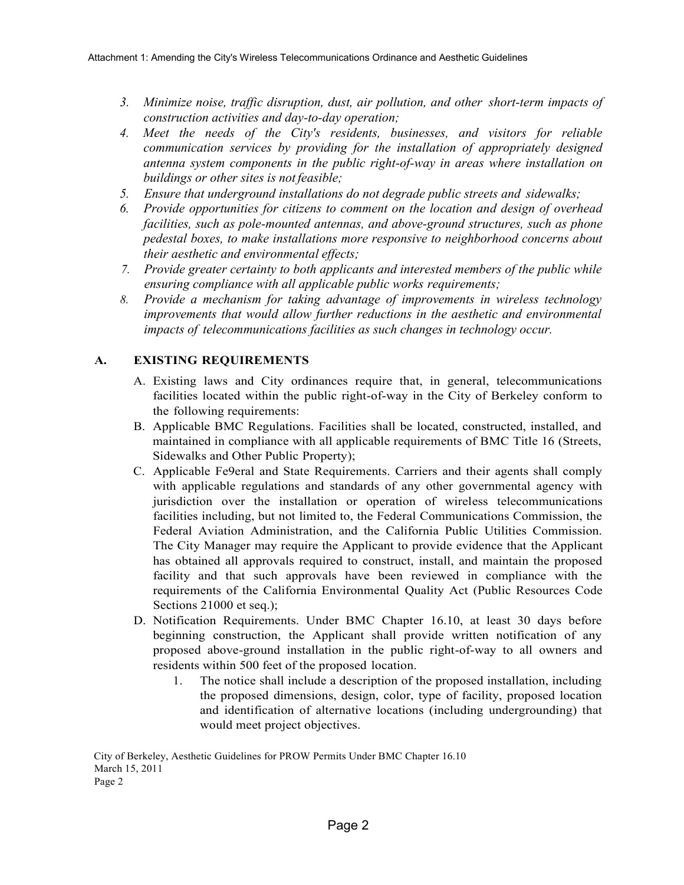3. *Minimize noise, traffic disruption, dust, air pollution, and other short-term impacts of construction activities and day-to-day operation;*
4. *Meet the needs of the City's residents, businesses, and visitors for reliable communication services by providing for the installation of appropriately designed antenna system components in the public right-of-way in areas where installation on buildings or other sites is not feasible;*
5. *Ensure that underground installations do not degrade public streets and sidewalks;*
6. *Provide opportunities for citizens to comment on the location and design of overhead facilities, such as pole-mounted antennas, and above-ground structures, such as phone pedestal boxes, to make installations more responsive to neighborhood concerns about their aesthetic and environmental effects;*
7. *Provide greater certainty to both applicants and interested members of the public while ensuring compliance with all applicable public works requirements;*
8. *Provide a mechanism for taking advantage of improvements in wireless technology improvements that would allow further reductions in the aesthetic and environmental impacts of telecommunications facilities as such changes in technology occur.*

## A. EXISTING REQUIREMENTS

A. Existing laws and City ordinances require that, in general, telecommunications facilities located within the public right-of-way in the City of Berkeley conform to the following requirements:

B. Applicable BMC Regulations. Facilities shall be located, constructed, installed, and maintained in compliance with all applicable requirements of BMC Title 16 (Streets, Sidewalks and Other Public Property);

C. Applicable Fe9eral and State Requirements. Carriers and their agents shall comply with applicable regulations and standards of any other governmental agency with jurisdiction over the installation or operation of wireless telecommunications facilities including, but not limited to, the Federal Communications Commission, the Federal Aviation Administration, and the California Public Utilities Commission. The City Manager may require the Applicant to provide evidence that the Applicant has obtained all approvals required to construct, install, and maintain the proposed facility and that such approvals have been reviewed in compliance with the requirements of the California Environmental Quality Act (Public Resources Code Sections 21000 et seq.);

D. Notification Requirements. Under BMC Chapter 16.10, at least 30 days before beginning construction, the Applicant shall provide written notification of any proposed above-ground installation in the public right-of-way to all owners and residents within 500 feet of the proposed location.

   1. The notice shall include a description of the proposed installation, including the proposed dimensions, design, color, type of facility, proposed location and identification of alternative locations (including undergrounding) that would meet project objectives.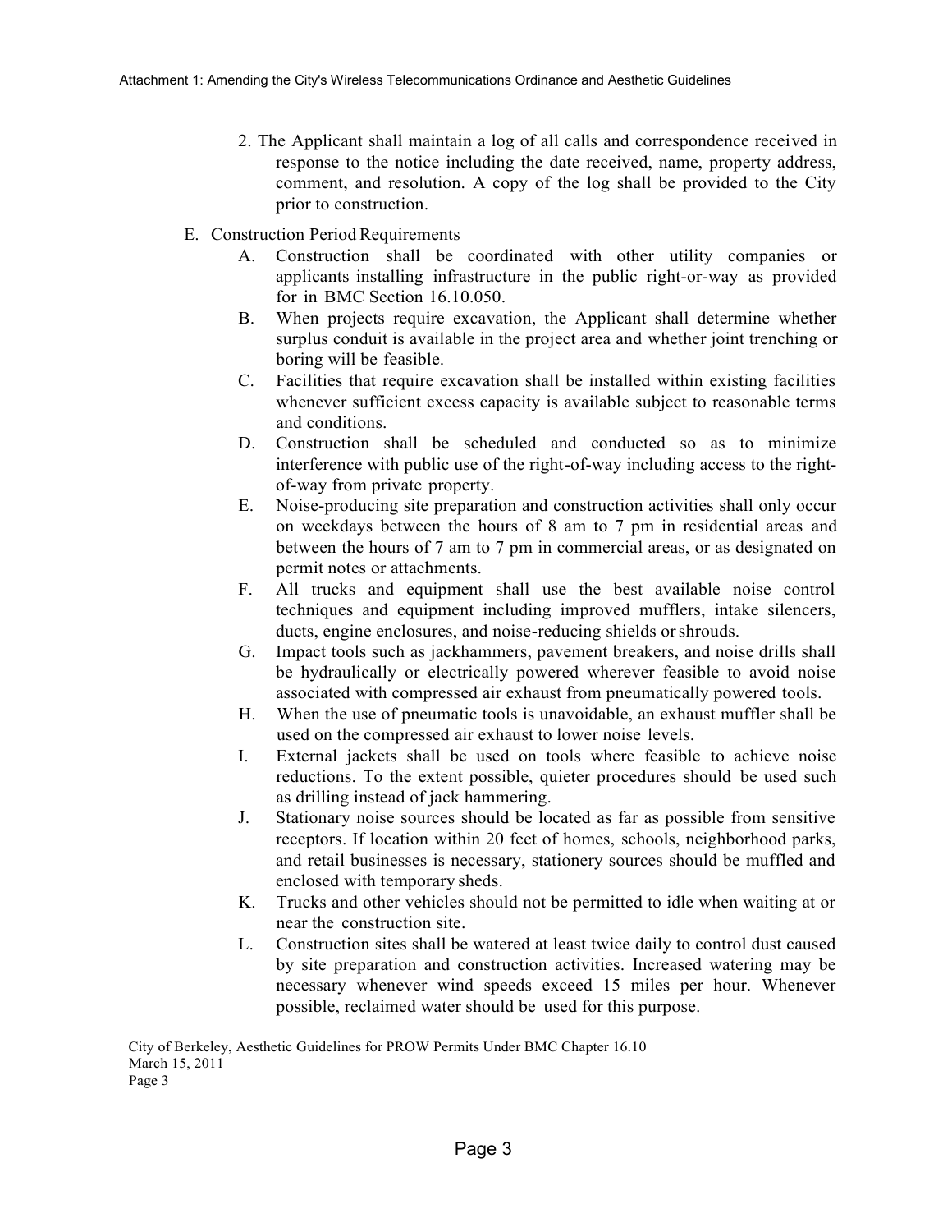2. The Applicant shall maintain a log of all calls and correspondence received in response to the notice including the date received, name, property address, comment, and resolution. A copy of the log shall be provided to the City prior to construction.

E. Construction Period Requirements

A. Construction shall be coordinated with other utility companies or applicants installing infrastructure in the public right-or-way as provided for in BMC Section 16.10.050.

B. When projects require excavation, the Applicant shall determine whether surplus conduit is available in the project area and whether joint trenching or boring will be feasible.

C. Facilities that require excavation shall be installed within existing facilities whenever sufficient excess capacity is available subject to reasonable terms and conditions.

D. Construction shall be scheduled and conducted so as to minimize interference with public use of the right-of-way including access to the right-of-way from private property.

E. Noise-producing site preparation and construction activities shall only occur on weekdays between the hours of 8 am to 7 pm in residential areas and between the hours of 7 am to 7 pm in commercial areas, or as designated on permit notes or attachments.

F. All trucks and equipment shall use the best available noise control techniques and equipment including improved mufflers, intake silencers, ducts, engine enclosures, and noise-reducing shields or shrouds.

G. Impact tools such as jackhammers, pavement breakers, and noise drills shall be hydraulically or electrically powered wherever feasible to avoid noise associated with compressed air exhaust from pneumatically powered tools.

H. When the use of pneumatic tools is unavoidable, an exhaust muffler shall be used on the compressed air exhaust to lower noise levels.

I. External jackets shall be used on tools where feasible to achieve noise reductions. To the extent possible, quieter procedures should be used such as drilling instead of jack hammering.

J. Stationary noise sources should be located as far as possible from sensitive receptors. If location within 20 feet of homes, schools, neighborhood parks, and retail businesses is necessary, stationery sources should be muffled and enclosed with temporary sheds.

K. Trucks and other vehicles should not be permitted to idle when waiting at or near the construction site.

L. Construction sites shall be watered at least twice daily to control dust caused by site preparation and construction activities. Increased watering may be necessary whenever wind speeds exceed 15 miles per hour. Whenever possible, reclaimed water should be used for this purpose.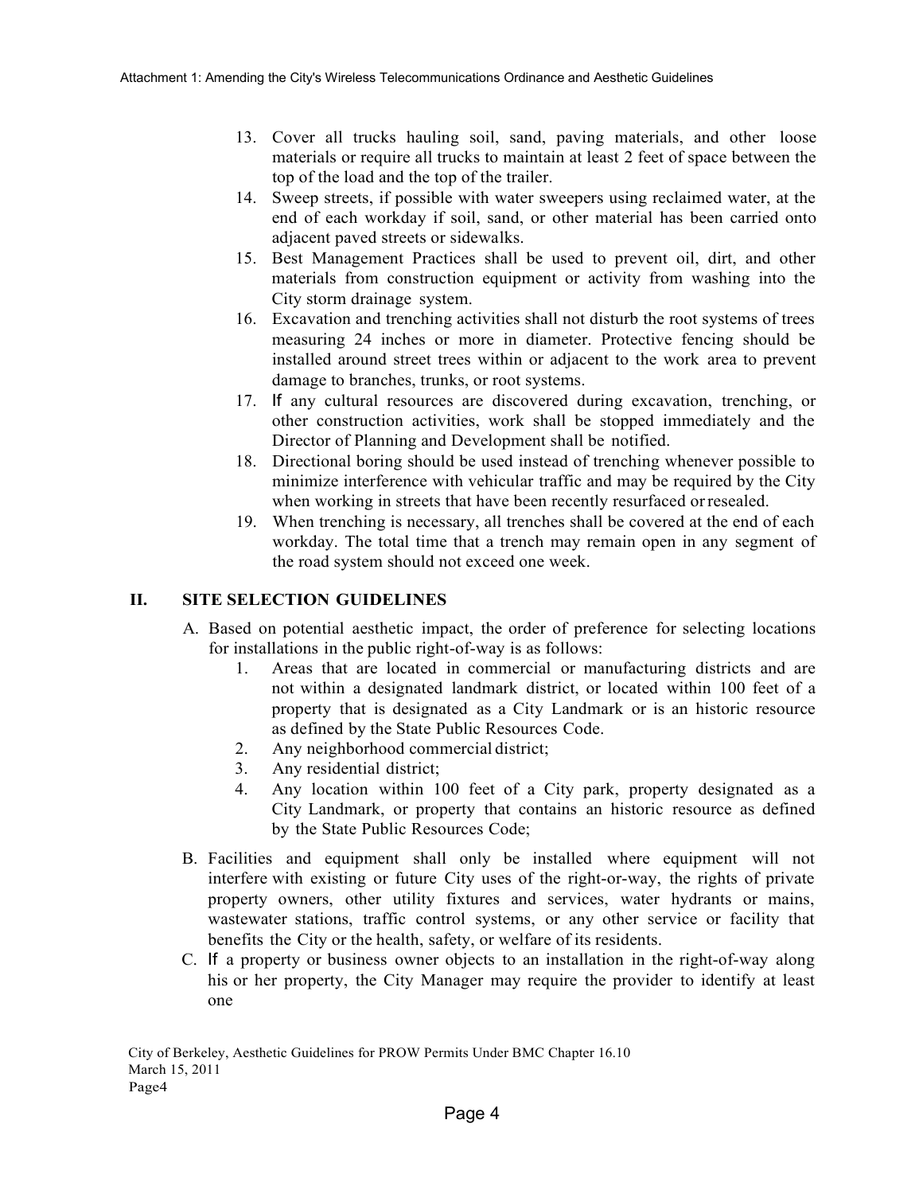13. Cover all trucks hauling soil, sand, paving materials, and other loose materials or require all trucks to maintain at least 2 feet of space between the top of the load and the top of the trailer.
14. Sweep streets, if possible with water sweepers using reclaimed water, at the end of each workday if soil, sand, or other material has been carried onto adjacent paved streets or sidewalks.
15. Best Management Practices shall be used to prevent oil, dirt, and other materials from construction equipment or activity from washing into the City storm drainage system.
16. Excavation and trenching activities shall not disturb the root systems of trees measuring 24 inches or more in diameter. Protective fencing should be installed around street trees within or adjacent to the work area to prevent damage to branches, trunks, or root systems.
17. If any cultural resources are discovered during excavation, trenching, or other construction activities, work shall be stopped immediately and the Director of Planning and Development shall be notified.
18. Directional boring should be used instead of trenching whenever possible to minimize interference with vehicular traffic and may be required by the City when working in streets that have been recently resurfaced or resealed.
19. When trenching is necessary, all trenches shall be covered at the end of each workday. The total time that a trench may remain open in any segment of the road system should not exceed one week.

## II. SITE SELECTION GUIDELINES

A. Based on potential aesthetic impact, the order of preference for selecting locations for installations in the public right-of-way is as follows:
   1. Areas that are located in commercial or manufacturing districts and are not within a designated landmark district, or located within 100 feet of a property that is designated as a City Landmark or is an historic resource as defined by the State Public Resources Code.
   2. Any neighborhood commercial district;
   3. Any residential district;
   4. Any location within 100 feet of a City park, property designated as a City Landmark, or property that contains an historic resource as defined by the State Public Resources Code;

B. Facilities and equipment shall only be installed where equipment will not interfere with existing or future City uses of the right-or-way, the rights of private property owners, other utility fixtures and services, water hydrants or mains, wastewater stations, traffic control systems, or any other service or facility that benefits the City or the health, safety, or welfare of its residents.

C. If a property or business owner objects to an installation in the right-of-way along his or her property, the City Manager may require the provider to identify at least one

City of Berkeley, Aesthetic Guidelines for PROW Permits Under BMC Chapter 16.10
March 15, 2011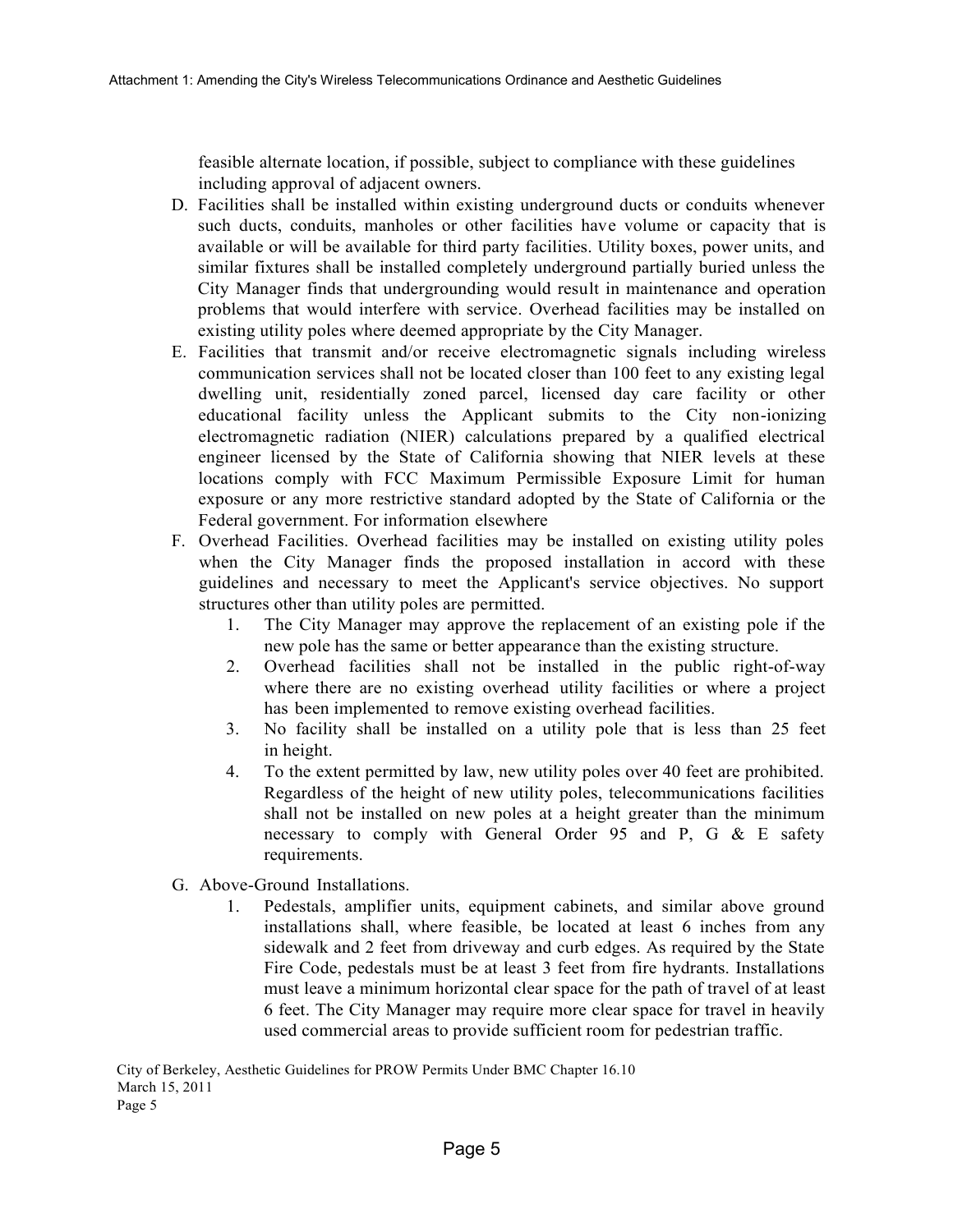feasible alternate location, if possible, subject to compliance with these guidelines including approval of adjacent owners.

D. Facilities shall be installed within existing underground ducts or conduits whenever such ducts, conduits, manholes or other facilities have volume or capacity that is available or will be available for third party facilities. Utility boxes, power units, and similar fixtures shall be installed completely underground partially buried unless the City Manager finds that undergrounding would result in maintenance and operation problems that would interfere with service. Overhead facilities may be installed on existing utility poles where deemed appropriate by the City Manager.

E. Facilities that transmit and/or receive electromagnetic signals including wireless communication services shall not be located closer than 100 feet to any existing legal dwelling unit, residentially zoned parcel, licensed day care facility or other educational facility unless the Applicant submits to the City non-ionizing electromagnetic radiation (NIER) calculations prepared by a qualified electrical engineer licensed by the State of California showing that NIER levels at these locations comply with FCC Maximum Permissible Exposure Limit for human exposure or any more restrictive standard adopted by the State of California or the Federal government. For information elsewhere

F. Overhead Facilities. Overhead facilities may be installed on existing utility poles when the City Manager finds the proposed installation in accord with these guidelines and necessary to meet the Applicant's service objectives. No support structures other than utility poles are permitted.
   1. The City Manager may approve the replacement of an existing pole if the new pole has the same or better appearance than the existing structure.
   2. Overhead facilities shall not be installed in the public right-of-way where there are no existing overhead utility facilities or where a project has been implemented to remove existing overhead facilities.
   3. No facility shall be installed on a utility pole that is less than 25 feet in height.
   4. To the extent permitted by law, new utility poles over 40 feet are prohibited. Regardless of the height of new utility poles, telecommunications facilities shall not be installed on new poles at a height greater than the minimum necessary to comply with General Order 95 and P, G & E safety requirements.

G. Above-Ground Installations.
   1. Pedestals, amplifier units, equipment cabinets, and similar above ground installations shall, where feasible, be located at least 6 inches from any sidewalk and 2 feet from driveway and curb edges. As required by the State Fire Code, pedestals must be at least 3 feet from fire hydrants. Installations must leave a minimum horizontal clear space for the path of travel of at least 6 feet. The City Manager may require more clear space for travel in heavily used commercial areas to provide sufficient room for pedestrian traffic.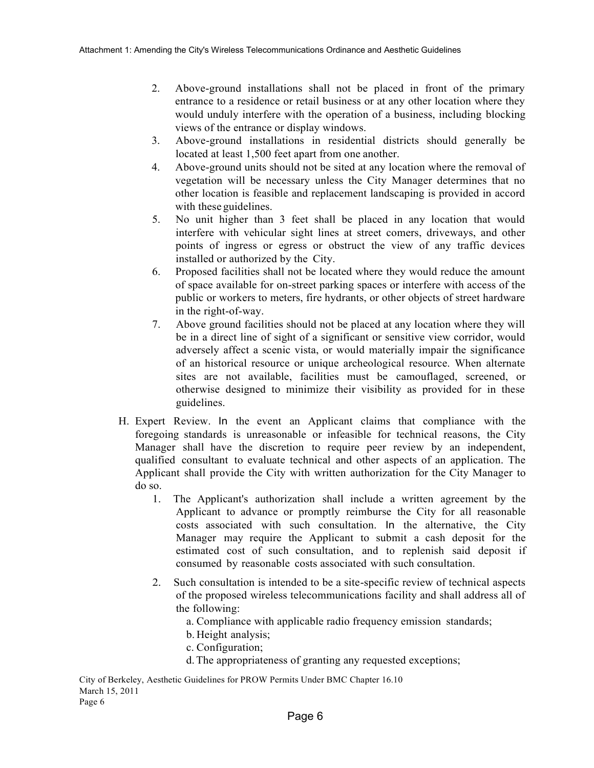2. Above-ground installations shall not be placed in front of the primary entrance to a residence or retail business or at any other location where they would unduly interfere with the operation of a business, including blocking views of the entrance or display windows.
3. Above-ground installations in residential districts should generally be located at least 1,500 feet apart from one another.
4. Above-ground units should not be sited at any location where the removal of vegetation will be necessary unless the City Manager determines that no other location is feasible and replacement landscaping is provided in accord with these guidelines.
5. No unit higher than 3 feet shall be placed in any location that would interfere with vehicular sight lines at street comers, driveways, and other points of ingress or egress or obstruct the view of any traffic devices installed or authorized by the City.
6. Proposed facilities shall not be located where they would reduce the amount of space available for on-street parking spaces or interfere with access of the public or workers to meters, fire hydrants, or other objects of street hardware in the right-of-way.
7. Above ground facilities should not be placed at any location where they will be in a direct line of sight of a significant or sensitive view corridor, would adversely affect a scenic vista, or would materially impair the significance of an historical resource or unique archeological resource. When alternate sites are not available, facilities must be camouflaged, screened, or otherwise designed to minimize their visibility as provided for in these guidelines.

H. Expert Review. In the event an Applicant claims that compliance with the foregoing standards is unreasonable or infeasible for technical reasons, the City Manager shall have the discretion to require peer review by an independent, qualified consultant to evaluate technical and other aspects of an application. The Applicant shall provide the City with written authorization for the City Manager to do so.

1. The Applicant's authorization shall include a written agreement by the Applicant to advance or promptly reimburse the City for all reasonable costs associated with such consultation. In the alternative, the City Manager may require the Applicant to submit a cash deposit for the estimated cost of such consultation, and to replenish said deposit if consumed by reasonable costs associated with such consultation.

2. Such consultation is intended to be a site-specific review of technical aspects of the proposed wireless telecommunications facility and shall address all of the following:
   a. Compliance with applicable radio frequency emission standards;
   b. Height analysis;
   c. Configuration;
   d. The appropriateness of granting any requested exceptions;

City of Berkeley, Aesthetic Guidelines for PROW Permits Under BMC Chapter 16.10
March 15, 2011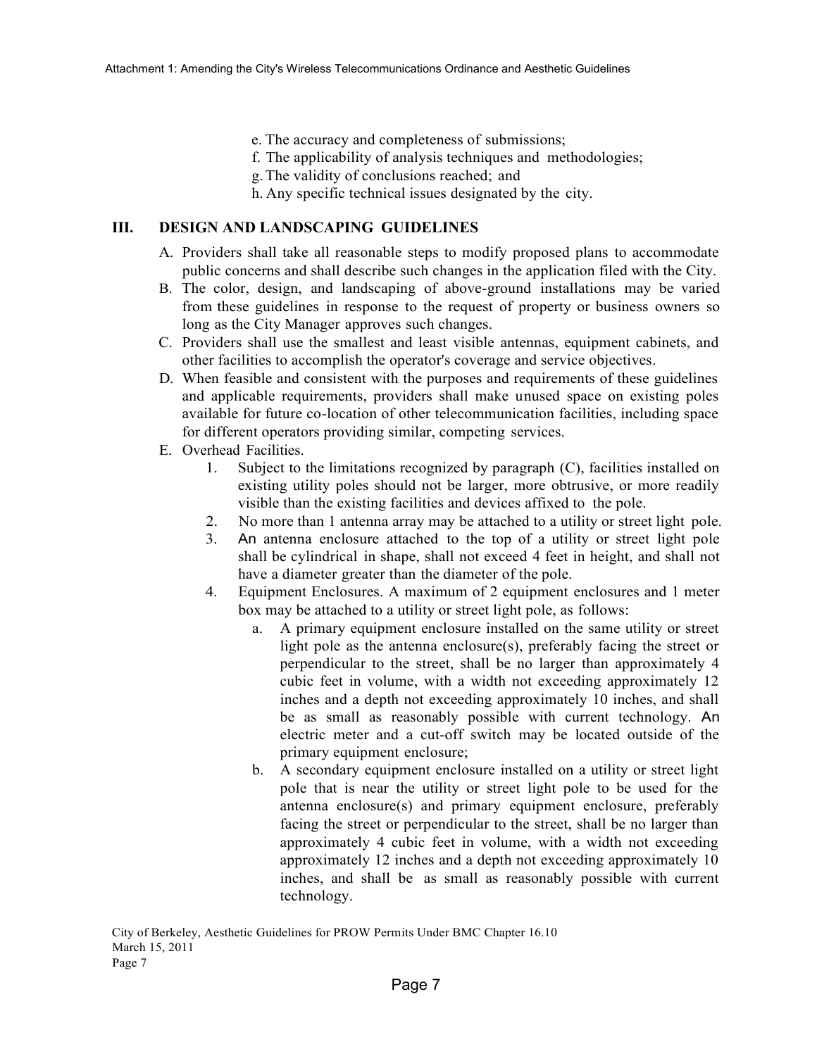e. The accuracy and completeness of submissions;
f. The applicability of analysis techniques and methodologies;
g. The validity of conclusions reached; and
h. Any specific technical issues designated by the city.

## III. DESIGN AND LANDSCAPING GUIDELINES

A. Providers shall take all reasonable steps to modify proposed plans to accommodate public concerns and shall describe such changes in the application filed with the City.

B. The color, design, and landscaping of above-ground installations may be varied from these guidelines in response to the request of property or business owners so long as the City Manager approves such changes.

C. Providers shall use the smallest and least visible antennas, equipment cabinets, and other facilities to accomplish the operator's coverage and service objectives.

D. When feasible and consistent with the purposes and requirements of these guidelines and applicable requirements, providers shall make unused space on existing poles available for future co-location of other telecommunication facilities, including space for different operators providing similar, competing services.

E. Overhead Facilities.

1. Subject to the limitations recognized by paragraph (C), facilities installed on existing utility poles should not be larger, more obtrusive, or more readily visible than the existing facilities and devices affixed to the pole.
2. No more than 1 antenna array may be attached to a utility or street light pole.
3. An antenna enclosure attached to the top of a utility or street light pole shall be cylindrical in shape, shall not exceed 4 feet in height, and shall not have a diameter greater than the diameter of the pole.
4. Equipment Enclosures. A maximum of 2 equipment enclosures and 1 meter box may be attached to a utility or street light pole, as follows:
    a. A primary equipment enclosure installed on the same utility or street light pole as the antenna enclosure(s), preferably facing the street or perpendicular to the street, shall be no larger than approximately 4 cubic feet in volume, with a width not exceeding approximately 12 inches and a depth not exceeding approximately 10 inches, and shall be as small as reasonably possible with current technology. An electric meter and a cut-off switch may be located outside of the primary equipment enclosure;
    b. A secondary equipment enclosure installed on a utility or street light pole that is near the utility or street light pole to be used for the antenna enclosure(s) and primary equipment enclosure, preferably facing the street or perpendicular to the street, shall be no larger than approximately 4 cubic feet in volume, with a width not exceeding approximately 12 inches and a depth not exceeding approximately 10 inches, and shall be as small as reasonably possible with current technology.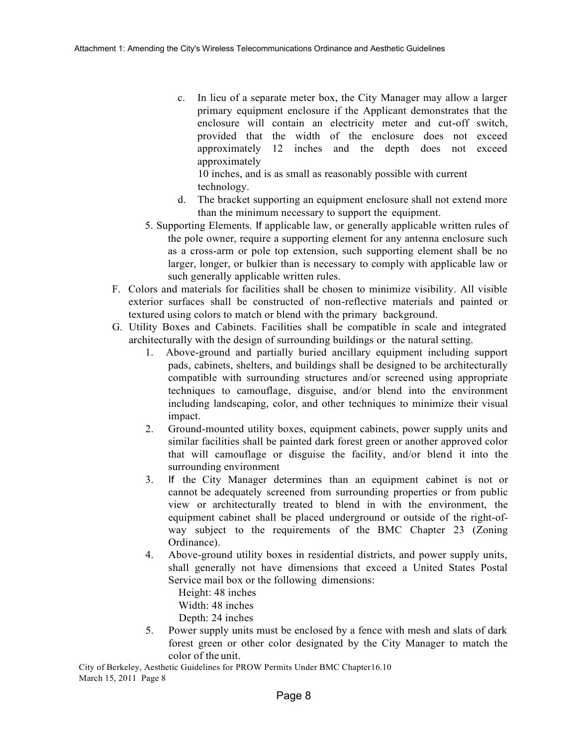c. In lieu of a separate meter box, the City Manager may allow a larger primary equipment enclosure if the Applicant demonstrates that the enclosure will contain an electricity meter and cut-off switch, provided that the width of the enclosure does not exceed approximately 12 inches and the depth does not exceed approximately 10 inches, and is as small as reasonably possible with current technology.

d. The bracket supporting an equipment enclosure shall not extend more than the minimum necessary to support the equipment.

5. Supporting Elements. If applicable law, or generally applicable written rules of the pole owner, require a supporting element for any antenna enclosure such as a cross-arm or pole top extension, such supporting element shall be no larger, longer, or bulkier than is necessary to comply with applicable law or such generally applicable written rules.

F. Colors and materials for facilities shall be chosen to minimize visibility. All visible exterior surfaces shall be constructed of non-reflective materials and painted or textured using colors to match or blend with the primary background.

G. Utility Boxes and Cabinets. Facilities shall be compatible in scale and integrated architecturally with the design of surrounding buildings or the natural setting.

1. Above-ground and partially buried ancillary equipment including support pads, cabinets, shelters, and buildings shall be designed to be architecturally compatible with surrounding structures and/or screened using appropriate techniques to camouflage, disguise, and/or blend into the environment including landscaping, color, and other techniques to minimize their visual impact.

2. Ground-mounted utility boxes, equipment cabinets, power supply units and similar facilities shall be painted dark forest green or another approved color that will camouflage or disguise the facility, and/or blend it into the surrounding environment

3. If the City Manager determines than an equipment cabinet is not or cannot be adequately screened from surrounding properties or from public view or architecturally treated to blend in with the environment, the equipment cabinet shall be placed underground or outside of the right-of-way subject to the requirements of the BMC Chapter 23 (Zoning Ordinance).

4. Above-ground utility boxes in residential districts, and power supply units, shall generally not have dimensions that exceed a United States Postal Service mail box or the following dimensions:

   Height: 48 inches
   Width: 48 inches
   Depth: 24 inches

5. Power supply units must be enclosed by a fence with mesh and slats of dark forest green or other color designated by the City Manager to match the color of the unit.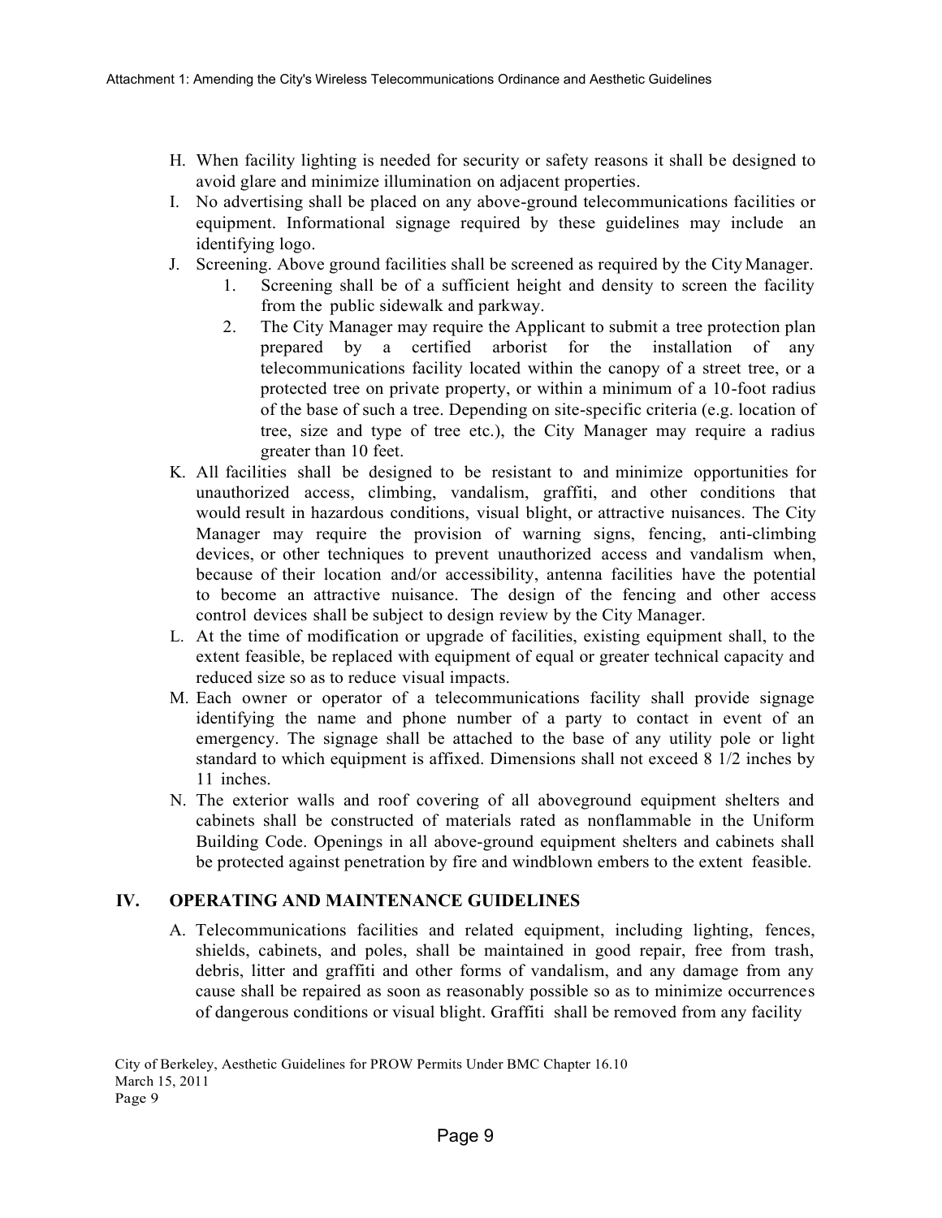H. When facility lighting is needed for security or safety reasons it shall be designed to avoid glare and minimize illumination on adjacent properties.
I. No advertising shall be placed on any above-ground telecommunications facilities or equipment. Informational signage required by these guidelines may include an identifying logo.
J. Screening. Above ground facilities shall be screened as required by the City Manager.
    1. Screening shall be of a sufficient height and density to screen the facility from the public sidewalk and parkway.
    2. The City Manager may require the Applicant to submit a tree protection plan prepared by a certified arborist for the installation of any telecommunications facility located within the canopy of a street tree, or a protected tree on private property, or within a minimum of a 10-foot radius of the base of such a tree. Depending on site-specific criteria (e.g. location of tree, size and type of tree etc.), the City Manager may require a radius greater than 10 feet.
K. All facilities shall be designed to be resistant to and minimize opportunities for unauthorized access, climbing, vandalism, graffiti, and other conditions that would result in hazardous conditions, visual blight, or attractive nuisances. The City Manager may require the provision of warning signs, fencing, anti-climbing devices, or other techniques to prevent unauthorized access and vandalism when, because of their location and/or accessibility, antenna facilities have the potential to become an attractive nuisance. The design of the fencing and other access control devices shall be subject to design review by the City Manager.
L. At the time of modification or upgrade of facilities, existing equipment shall, to the extent feasible, be replaced with equipment of equal or greater technical capacity and reduced size so as to reduce visual impacts.
M. Each owner or operator of a telecommunications facility shall provide signage identifying the name and phone number of a party to contact in event of an emergency. The signage shall be attached to the base of any utility pole or light standard to which equipment is affixed. Dimensions shall not exceed 8 1/2 inches by 11 inches.
N. The exterior walls and roof covering of all aboveground equipment shelters and cabinets shall be constructed of materials rated as nonflammable in the Uniform Building Code. Openings in all above-ground equipment shelters and cabinets shall be protected against penetration by fire and windblown embers to the extent feasible.

## IV. OPERATING AND MAINTENANCE GUIDELINES

A. Telecommunications facilities and related equipment, including lighting, fences, shields, cabinets, and poles, shall be maintained in good repair, free from trash, debris, litter and graffiti and other forms of vandalism, and any damage from any cause shall be repaired as soon as reasonably possible so as to minimize occurrences of dangerous conditions or visual blight. Graffiti shall be removed from any facility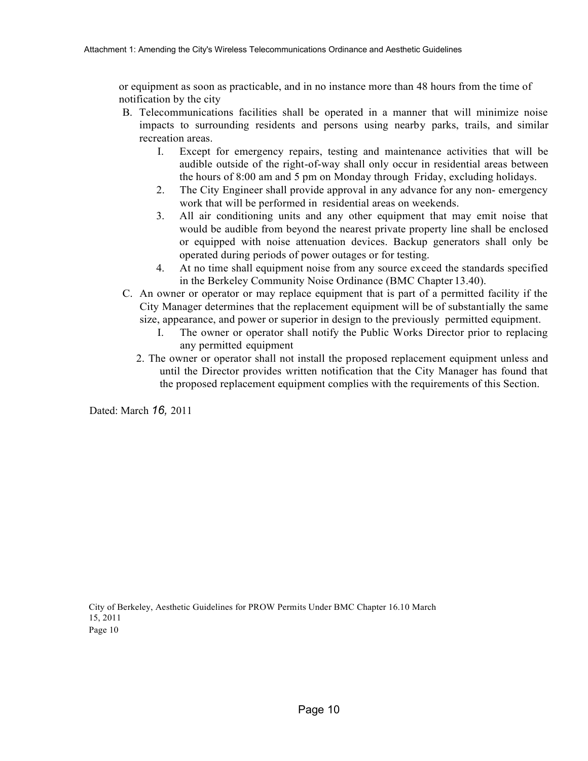or equipment as soon as practicable, and in no instance more than 48 hours from the time of notification by the city

B. Telecommunications facilities shall be operated in a manner that will minimize noise impacts to surrounding residents and persons using nearby parks, trails, and similar recreation areas.

   I. Except for emergency repairs, testing and maintenance activities that will be audible outside of the right-of-way shall only occur in residential areas between the hours of 8:00 am and 5 pm on Monday through Friday, excluding holidays.

   2. The City Engineer shall provide approval in any advance for any non- emergency work that will be performed in residential areas on weekends.

   3. All air conditioning units and any other equipment that may emit noise that would be audible from beyond the nearest private property line shall be enclosed or equipped with noise attenuation devices. Backup generators shall only be operated during periods of power outages or for testing.

   4. At no time shall equipment noise from any source exceed the standards specified in the Berkeley Community Noise Ordinance (BMC Chapter 13.40).

C. An owner or operator or may replace equipment that is part of a permitted facility if the City Manager determines that the replacement equipment will be of substantially the same size, appearance, and power or superior in design to the previously permitted equipment.

   I. The owner or operator shall notify the Public Works Director prior to replacing any permitted equipment

   2. The owner or operator shall not install the proposed replacement equipment unless and until the Director provides written notification that the City Manager has found that the proposed replacement equipment complies with the requirements of this Section.

Dated: March *16,* 2011

City of Berkeley, Aesthetic Guidelines for PROW Permits Under BMC Chapter 16.10 March 15, 2011
Page 10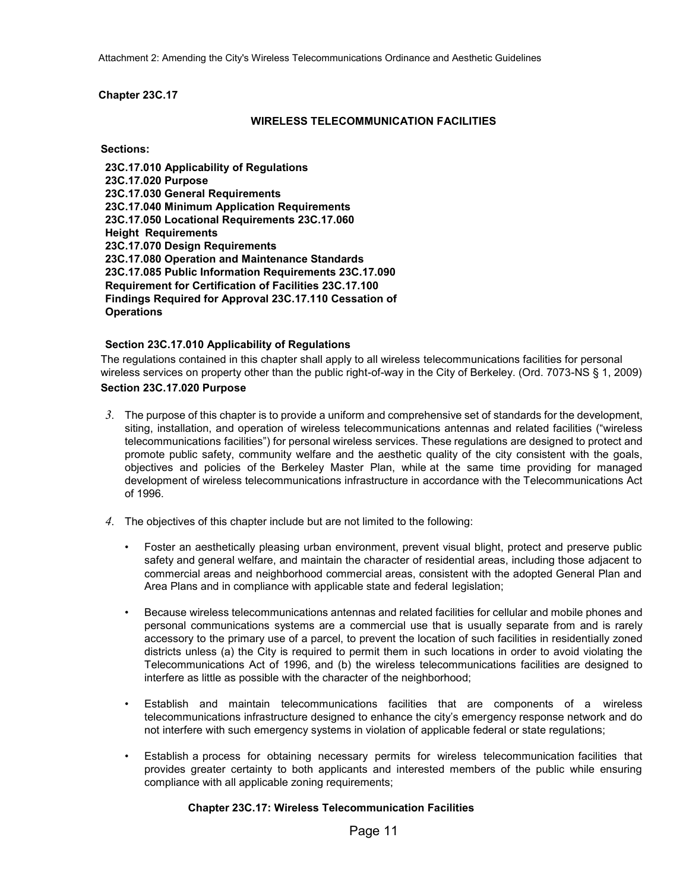**Chapter 23C.17**

**WIRELESS TELECOMMUNICATION FACILITIES**

**Sections:**

**23C.17.010 Applicability of Regulations**
**23C.17.020 Purpose**
**23C.17.030 General Requirements**
**23C.17.040 Minimum Application Requirements**
**23C.17.050 Locational Requirements 23C.17.060 Height Requirements**
**23C.17.070 Design Requirements**
**23C.17.080 Operation and Maintenance Standards**
**23C.17.085 Public Information Requirements 23C.17.090 Requirement for Certification of Facilities 23C.17.100 Findings Required for Approval 23C.17.110 Cessation of Operations**

**Section 23C.17.010 Applicability of Regulations**

The regulations contained in this chapter shall apply to all wireless telecommunications facilities for personal wireless services on property other than the public right-of-way in the City of Berkeley. (Ord. 7073-NS § 1, 2009)

**Section 23C.17.020 Purpose**

3. The purpose of this chapter is to provide a uniform and comprehensive set of standards for the development, siting, installation, and operation of wireless telecommunications antennas and related facilities ("wireless telecommunications facilities") for personal wireless services. These regulations are designed to protect and promote public safety, community welfare and the aesthetic quality of the city consistent with the goals, objectives and policies of the Berkeley Master Plan, while at the same time providing for managed development of wireless telecommunications infrastructure in accordance with the Telecommunications Act of 1996.

4. The objectives of this chapter include but are not limited to the following:

   - Foster an aesthetically pleasing urban environment, prevent visual blight, protect and preserve public safety and general welfare, and maintain the character of residential areas, including those adjacent to commercial areas and neighborhood commercial areas, consistent with the adopted General Plan and Area Plans and in compliance with applicable state and federal legislation;

   - Because wireless telecommunications antennas and related facilities for cellular and mobile phones and personal communications systems are a commercial use that is usually separate from and is rarely accessory to the primary use of a parcel, to prevent the location of such facilities in residentially zoned districts unless (a) the City is required to permit them in such locations in order to avoid violating the Telecommunications Act of 1996, and (b) the wireless telecommunications facilities are designed to interfere as little as possible with the character of the neighborhood;

   - Establish and maintain telecommunications facilities that are components of a wireless telecommunications infrastructure designed to enhance the city's emergency response network and do not interfere with such emergency systems in violation of applicable federal or state regulations;

   - Establish a process for obtaining necessary permits for wireless telecommunication facilities that provides greater certainty to both applicants and interested members of the public while ensuring compliance with all applicable zoning requirements;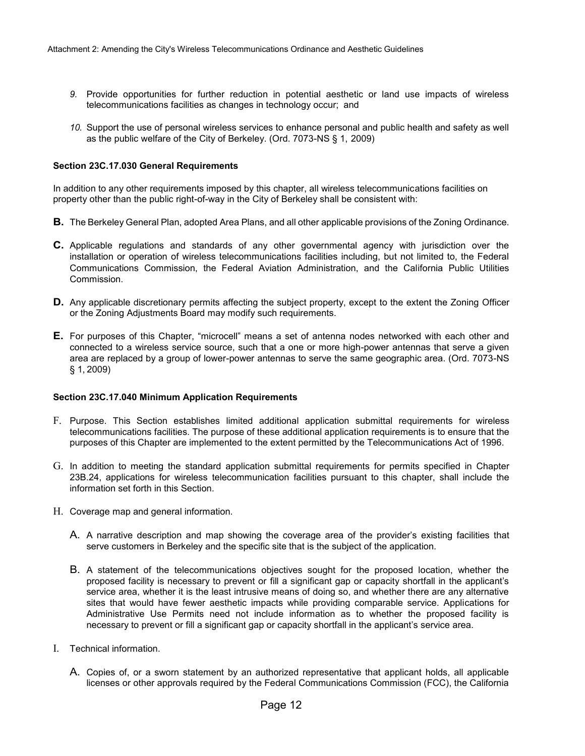9. Provide opportunities for further reduction in potential aesthetic or land use impacts of wireless telecommunications facilities as changes in technology occur; and

10. Support the use of personal wireless services to enhance personal and public health and safety as well as the public welfare of the City of Berkeley. (Ord. 7073-NS § 1, 2009)

**Section 23C.17.030 General Requirements**

In addition to any other requirements imposed by this chapter, all wireless telecommunications facilities on property other than the public right-of-way in the City of Berkeley shall be consistent with:

**B.** The Berkeley General Plan, adopted Area Plans, and all other applicable provisions of the Zoning Ordinance.

**C.** Applicable regulations and standards of any other governmental agency with jurisdiction over the installation or operation of wireless telecommunications facilities including, but not limited to, the Federal Communications Commission, the Federal Aviation Administration, and the California Public Utilities Commission.

**D.** Any applicable discretionary permits affecting the subject property, except to the extent the Zoning Officer or the Zoning Adjustments Board may modify such requirements.

**E.** For purposes of this Chapter, "microcell" means a set of antenna nodes networked with each other and connected to a wireless service source, such that a one or more high-power antennas that serve a given area are replaced by a group of lower-power antennas to serve the same geographic area. (Ord. 7073-NS § 1, 2009)

**Section 23C.17.040 Minimum Application Requirements**

F. Purpose. This Section establishes limited additional application submittal requirements for wireless telecommunications facilities. The purpose of these additional application requirements is to ensure that the purposes of this Chapter are implemented to the extent permitted by the Telecommunications Act of 1996.

G. In addition to meeting the standard application submittal requirements for permits specified in Chapter 23B.24, applications for wireless telecommunication facilities pursuant to this chapter, shall include the information set forth in this Section.

H. Coverage map and general information.

  A. A narrative description and map showing the coverage area of the provider's existing facilities that serve customers in Berkeley and the specific site that is the subject of the application.

  B. A statement of the telecommunications objectives sought for the proposed location, whether the proposed facility is necessary to prevent or fill a significant gap or capacity shortfall in the applicant's service area, whether it is the least intrusive means of doing so, and whether there are any alternative sites that would have fewer aesthetic impacts while providing comparable service. Applications for Administrative Use Permits need not include information as to whether the proposed facility is necessary to prevent or fill a significant gap or capacity shortfall in the applicant's service area.

I. Technical information.

  A. Copies of, or a sworn statement by an authorized representative that applicant holds, all applicable licenses or other approvals required by the Federal Communications Commission (FCC), the California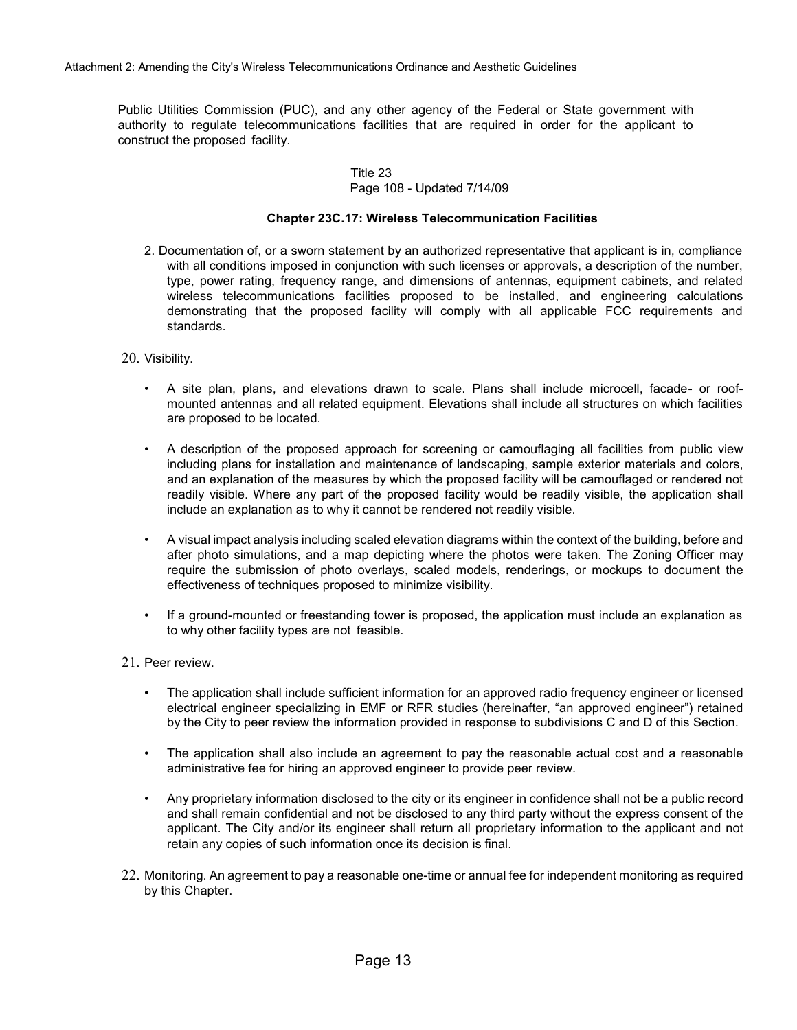Public Utilities Commission (PUC), and any other agency of the Federal or State government with authority to regulate telecommunications facilities that are required in order for the applicant to construct the proposed facility.

Title 23
Page 108 - Updated 7/14/09

**Chapter 23C.17: Wireless Telecommunication Facilities**

2. Documentation of, or a sworn statement by an authorized representative that applicant is in, compliance with all conditions imposed in conjunction with such licenses or approvals, a description of the number, type, power rating, frequency range, and dimensions of antennas, equipment cabinets, and related wireless telecommunications facilities proposed to be installed, and engineering calculations demonstrating that the proposed facility will comply with all applicable FCC requirements and standards.

20. Visibility.

- A site plan, plans, and elevations drawn to scale. Plans shall include microcell, facade- or roof-mounted antennas and all related equipment. Elevations shall include all structures on which facilities are proposed to be located.

- A description of the proposed approach for screening or camouflaging all facilities from public view including plans for installation and maintenance of landscaping, sample exterior materials and colors, and an explanation of the measures by which the proposed facility will be camouflaged or rendered not readily visible. Where any part of the proposed facility would be readily visible, the application shall include an explanation as to why it cannot be rendered not readily visible.

- A visual impact analysis including scaled elevation diagrams within the context of the building, before and after photo simulations, and a map depicting where the photos were taken. The Zoning Officer may require the submission of photo overlays, scaled models, renderings, or mockups to document the effectiveness of techniques proposed to minimize visibility.

- If a ground-mounted or freestanding tower is proposed, the application must include an explanation as to why other facility types are not feasible.

21. Peer review.

- The application shall include sufficient information for an approved radio frequency engineer or licensed electrical engineer specializing in EMF or RFR studies (hereinafter, "an approved engineer") retained by the City to peer review the information provided in response to subdivisions C and D of this Section.

- The application shall also include an agreement to pay the reasonable actual cost and a reasonable administrative fee for hiring an approved engineer to provide peer review.

- Any proprietary information disclosed to the city or its engineer in confidence shall not be a public record and shall remain confidential and not be disclosed to any third party without the express consent of the applicant. The City and/or its engineer shall return all proprietary information to the applicant and not retain any copies of such information once its decision is final.

22. Monitoring. An agreement to pay a reasonable one-time or annual fee for independent monitoring as required by this Chapter.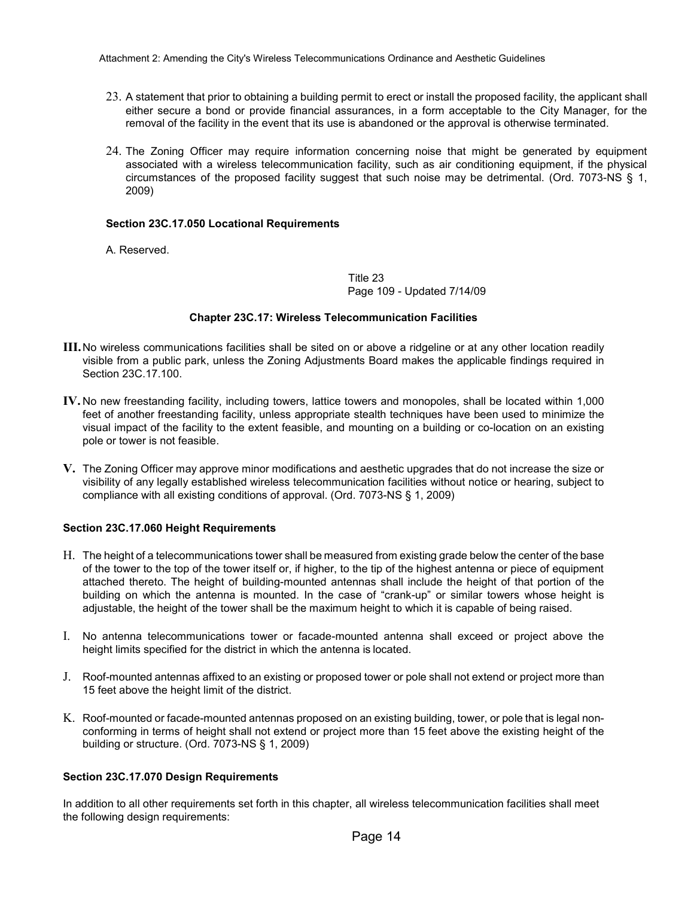23. A statement that prior to obtaining a building permit to erect or install the proposed facility, the applicant shall either secure a bond or provide financial assurances, in a form acceptable to the City Manager, for the removal of the facility in the event that its use is abandoned or the approval is otherwise terminated.

24. The Zoning Officer may require information concerning noise that might be generated by equipment associated with a wireless telecommunication facility, such as air conditioning equipment, if the physical circumstances of the proposed facility suggest that such noise may be detrimental. (Ord. 7073-NS § 1, 2009)

**Section 23C.17.050 Locational Requirements**

A. Reserved.

Title 23
Page 109 - Updated 7/14/09

**Chapter 23C.17: Wireless Telecommunication Facilities**

**III.** No wireless communications facilities shall be sited on or above a ridgeline or at any other location readily visible from a public park, unless the Zoning Adjustments Board makes the applicable findings required in Section 23C.17.100.

**IV.** No new freestanding facility, including towers, lattice towers and monopoles, shall be located within 1,000 feet of another freestanding facility, unless appropriate stealth techniques have been used to minimize the visual impact of the facility to the extent feasible, and mounting on a building or co-location on an existing pole or tower is not feasible.

**V.** The Zoning Officer may approve minor modifications and aesthetic upgrades that do not increase the size or visibility of any legally established wireless telecommunication facilities without notice or hearing, subject to compliance with all existing conditions of approval. (Ord. 7073-NS § 1, 2009)

**Section 23C.17.060 Height Requirements**

H. The height of a telecommunications tower shall be measured from existing grade below the center of the base of the tower to the top of the tower itself or, if higher, to the tip of the highest antenna or piece of equipment attached thereto. The height of building-mounted antennas shall include the height of that portion of the building on which the antenna is mounted. In the case of "crank-up" or similar towers whose height is adjustable, the height of the tower shall be the maximum height to which it is capable of being raised.

I. No antenna telecommunications tower or facade-mounted antenna shall exceed or project above the height limits specified for the district in which the antenna is located.

J. Roof-mounted antennas affixed to an existing or proposed tower or pole shall not extend or project more than 15 feet above the height limit of the district.

K. Roof-mounted or facade-mounted antennas proposed on an existing building, tower, or pole that is legal non-conforming in terms of height shall not extend or project more than 15 feet above the existing height of the building or structure. (Ord. 7073-NS § 1, 2009)

**Section 23C.17.070 Design Requirements**

In addition to all other requirements set forth in this chapter, all wireless telecommunication facilities shall meet the following design requirements: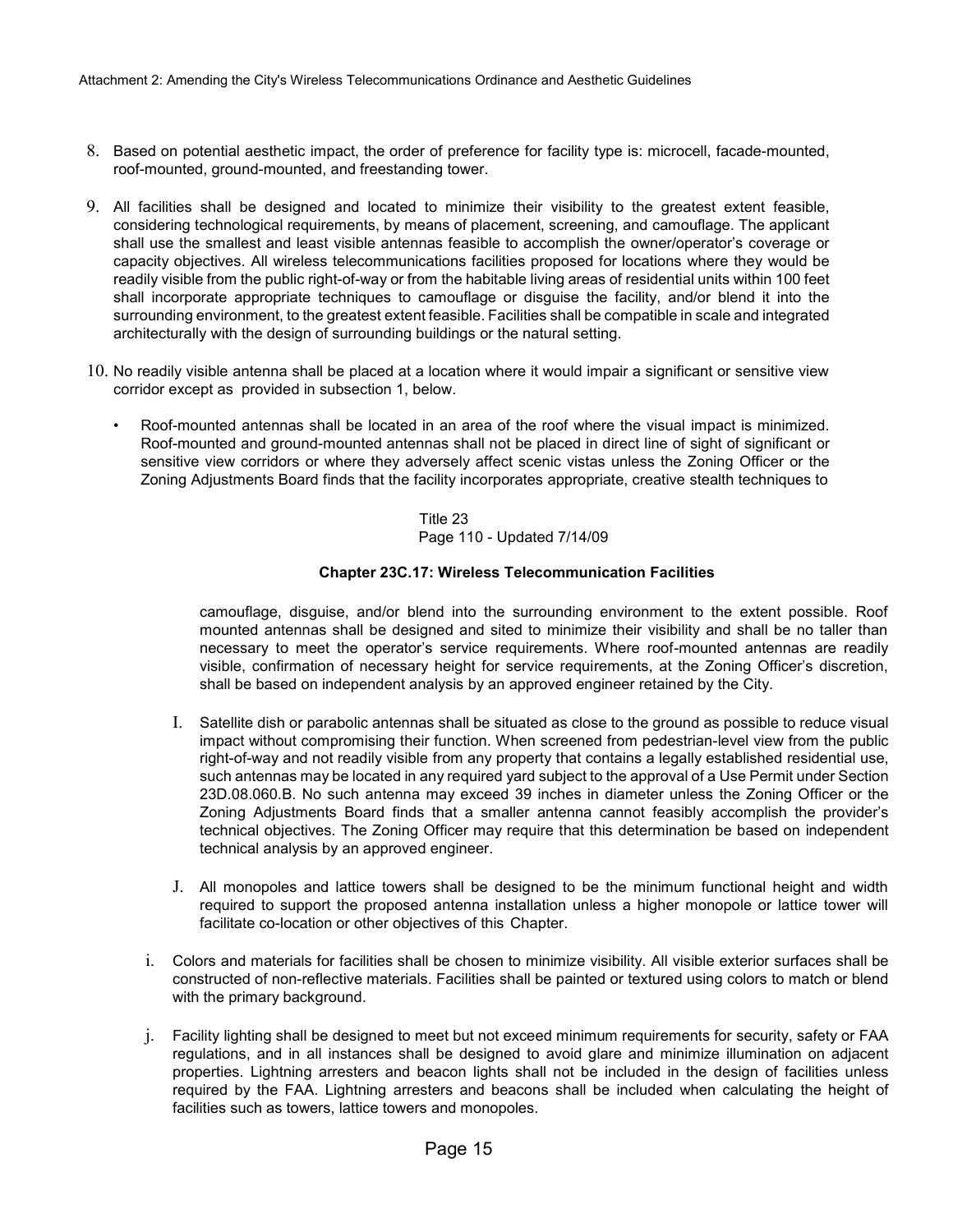8. Based on potential aesthetic impact, the order of preference for facility type is: microcell, facade-mounted, roof-mounted, ground-mounted, and freestanding tower.

9. All facilities shall be designed and located to minimize their visibility to the greatest extent feasible, considering technological requirements, by means of placement, screening, and camouflage. The applicant shall use the smallest and least visible antennas feasible to accomplish the owner/operator's coverage or capacity objectives. All wireless telecommunications facilities proposed for locations where they would be readily visible from the public right-of-way or from the habitable living areas of residential units within 100 feet shall incorporate appropriate techniques to camouflage or disguise the facility, and/or blend it into the surrounding environment, to the greatest extent feasible. Facilities shall be compatible in scale and integrated architecturally with the design of surrounding buildings or the natural setting.

10. No readily visible antenna shall be placed at a location where it would impair a significant or sensitive view corridor except as provided in subsection 1, below.

   - Roof-mounted antennas shall be located in an area of the roof where the visual impact is minimized. Roof-mounted and ground-mounted antennas shall not be placed in direct line of sight of significant or sensitive view corridors or where they adversely affect scenic vistas unless the Zoning Officer or the Zoning Adjustments Board finds that the facility incorporates appropriate, creative stealth techniques to

Title 23
Page 110 - Updated 7/14/09

**Chapter 23C.17: Wireless Telecommunication Facilities**

camouflage, disguise, and/or blend into the surrounding environment to the extent possible. Roof mounted antennas shall be designed and sited to minimize their visibility and shall be no taller than necessary to meet the operator's service requirements. Where roof-mounted antennas are readily visible, confirmation of necessary height for service requirements, at the Zoning Officer's discretion, shall be based on independent analysis by an approved engineer retained by the City.

I. Satellite dish or parabolic antennas shall be situated as close to the ground as possible to reduce visual impact without compromising their function. When screened from pedestrian-level view from the public right-of-way and not readily visible from any property that contains a legally established residential use, such antennas may be located in any required yard subject to the approval of a Use Permit under Section 23D.08.060.B. No such antenna may exceed 39 inches in diameter unless the Zoning Officer or the Zoning Adjustments Board finds that a smaller antenna cannot feasibly accomplish the provider's technical objectives. The Zoning Officer may require that this determination be based on independent technical analysis by an approved engineer.

J. All monopoles and lattice towers shall be designed to be the minimum functional height and width required to support the proposed antenna installation unless a higher monopole or lattice tower will facilitate co-location or other objectives of this Chapter.

i. Colors and materials for facilities shall be chosen to minimize visibility. All visible exterior surfaces shall be constructed of non-reflective materials. Facilities shall be painted or textured using colors to match or blend with the primary background.

j. Facility lighting shall be designed to meet but not exceed minimum requirements for security, safety or FAA regulations, and in all instances shall be designed to avoid glare and minimize illumination on adjacent properties. Lightning arresters and beacon lights shall not be included in the design of facilities unless required by the FAA. Lightning arresters and beacons shall be included when calculating the height of facilities such as towers, lattice towers and monopoles.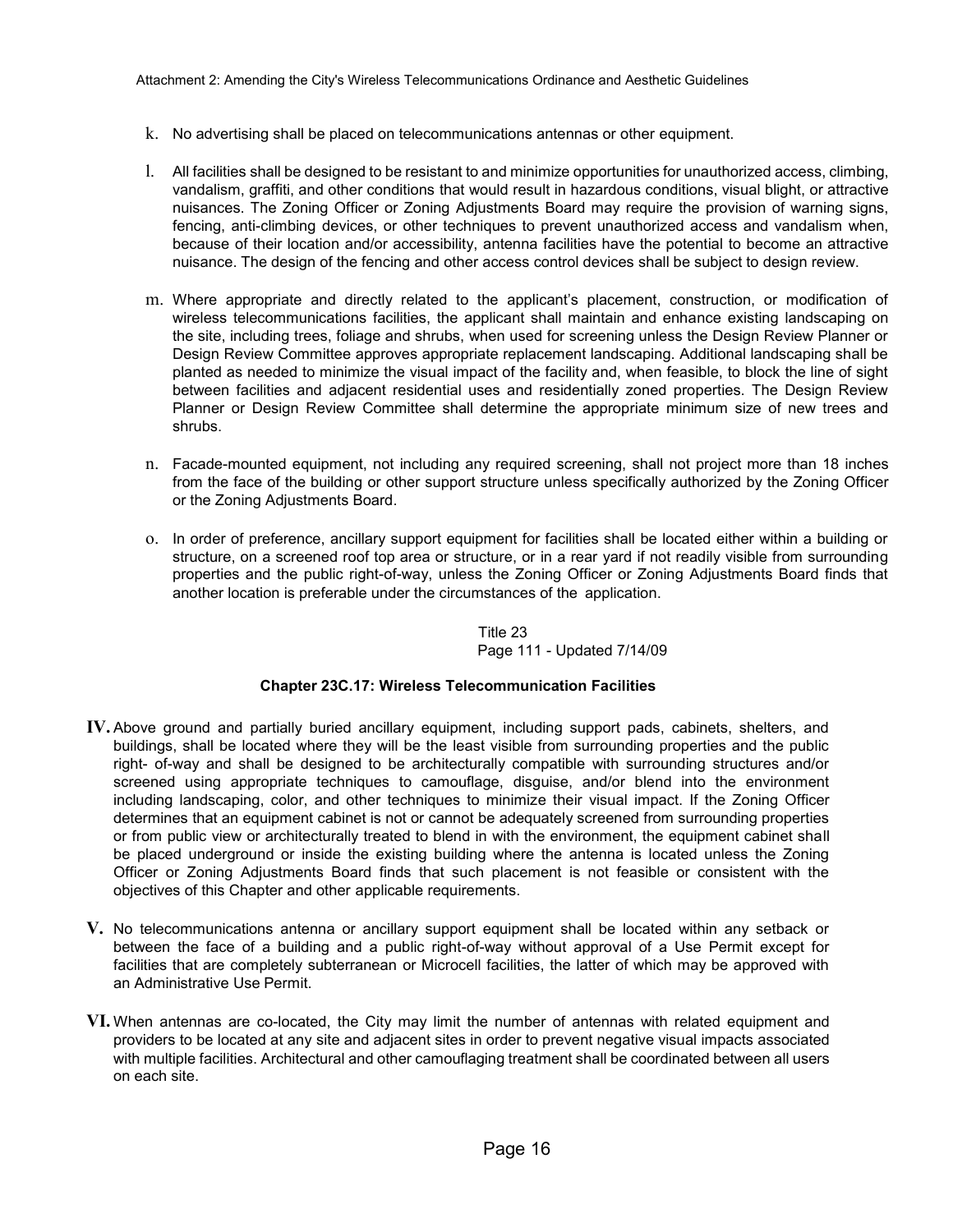k. No advertising shall be placed on telecommunications antennas or other equipment.

l. All facilities shall be designed to be resistant to and minimize opportunities for unauthorized access, climbing, vandalism, graffiti, and other conditions that would result in hazardous conditions, visual blight, or attractive nuisances. The Zoning Officer or Zoning Adjustments Board may require the provision of warning signs, fencing, anti-climbing devices, or other techniques to prevent unauthorized access and vandalism when, because of their location and/or accessibility, antenna facilities have the potential to become an attractive nuisance. The design of the fencing and other access control devices shall be subject to design review.

m. Where appropriate and directly related to the applicant's placement, construction, or modification of wireless telecommunications facilities, the applicant shall maintain and enhance existing landscaping on the site, including trees, foliage and shrubs, when used for screening unless the Design Review Planner or Design Review Committee approves appropriate replacement landscaping. Additional landscaping shall be planted as needed to minimize the visual impact of the facility and, when feasible, to block the line of sight between facilities and adjacent residential uses and residentially zoned properties. The Design Review Planner or Design Review Committee shall determine the appropriate minimum size of new trees and shrubs.

n. Facade-mounted equipment, not including any required screening, shall not project more than 18 inches from the face of the building or other support structure unless specifically authorized by the Zoning Officer or the Zoning Adjustments Board.

o. In order of preference, ancillary support equipment for facilities shall be located either within a building or structure, on a screened roof top area or structure, or in a rear yard if not readily visible from surrounding properties and the public right-of-way, unless the Zoning Officer or Zoning Adjustments Board finds that another location is preferable under the circumstances of the application.

Title 23
Page 111 - Updated 7/14/09

**Chapter 23C.17: Wireless Telecommunication Facilities**

**IV.** Above ground and partially buried ancillary equipment, including support pads, cabinets, shelters, and buildings, shall be located where they will be the least visible from surrounding properties and the public right- of-way and shall be designed to be architecturally compatible with surrounding structures and/or screened using appropriate techniques to camouflage, disguise, and/or blend into the environment including landscaping, color, and other techniques to minimize their visual impact. If the Zoning Officer determines that an equipment cabinet is not or cannot be adequately screened from surrounding properties or from public view or architecturally treated to blend in with the environment, the equipment cabinet shall be placed underground or inside the existing building where the antenna is located unless the Zoning Officer or Zoning Adjustments Board finds that such placement is not feasible or consistent with the objectives of this Chapter and other applicable requirements.

**V.** No telecommunications antenna or ancillary support equipment shall be located within any setback or between the face of a building and a public right-of-way without approval of a Use Permit except for facilities that are completely subterranean or Microcell facilities, the latter of which may be approved with an Administrative Use Permit.

**VI.** When antennas are co-located, the City may limit the number of antennas with related equipment and providers to be located at any site and adjacent sites in order to prevent negative visual impacts associated with multiple facilities. Architectural and other camouflaging treatment shall be coordinated between all users on each site.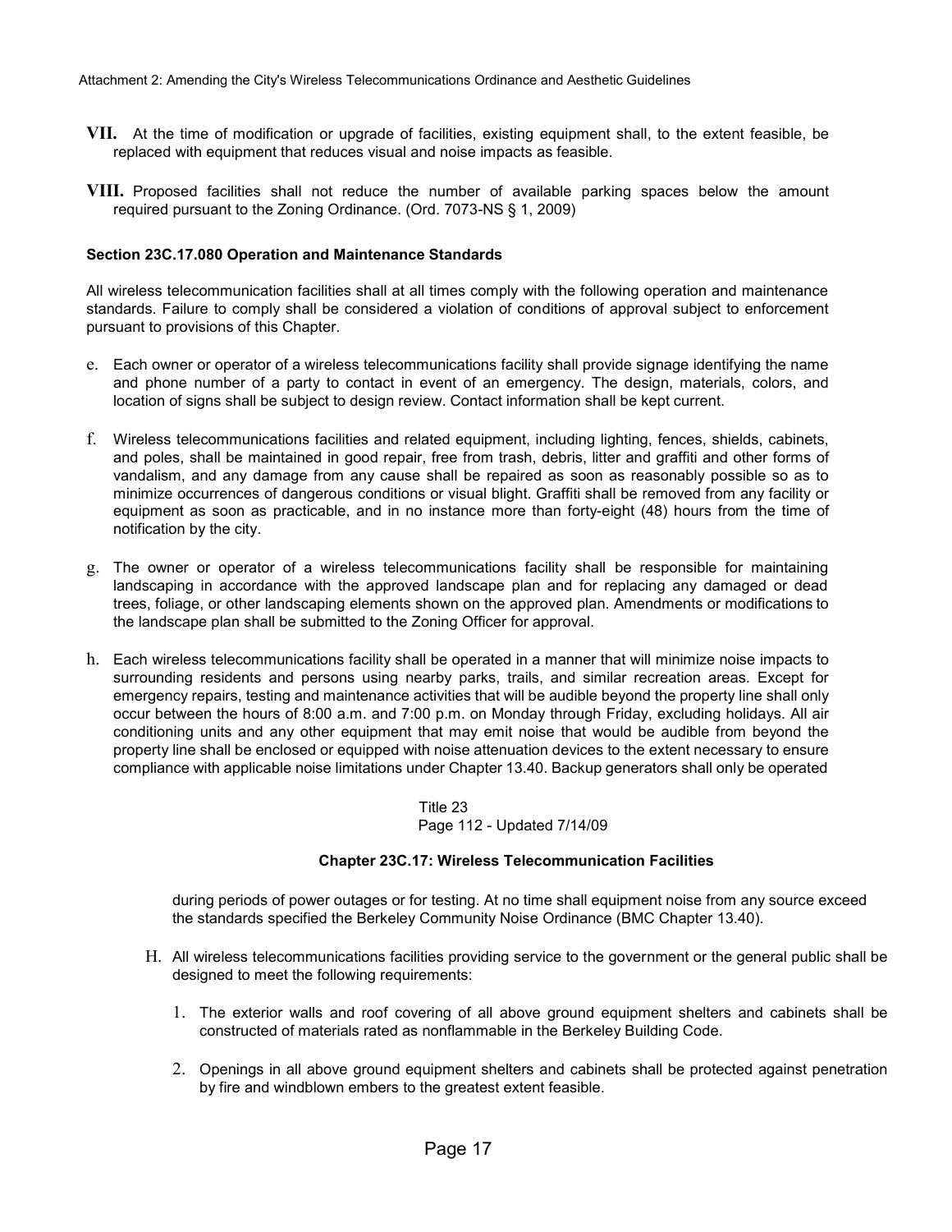**VII.** At the time of modification or upgrade of facilities, existing equipment shall, to the extent feasible, be replaced with equipment that reduces visual and noise impacts as feasible.

**VIII.** Proposed facilities shall not reduce the number of available parking spaces below the amount required pursuant to the Zoning Ordinance. (Ord. 7073-NS § 1, 2009)

**Section 23C.17.080 Operation and Maintenance Standards**

All wireless telecommunication facilities shall at all times comply with the following operation and maintenance standards. Failure to comply shall be considered a violation of conditions of approval subject to enforcement pursuant to provisions of this Chapter.

e. Each owner or operator of a wireless telecommunications facility shall provide signage identifying the name and phone number of a party to contact in event of an emergency. The design, materials, colors, and location of signs shall be subject to design review. Contact information shall be kept current.

f. Wireless telecommunications facilities and related equipment, including lighting, fences, shields, cabinets, and poles, shall be maintained in good repair, free from trash, debris, litter and graffiti and other forms of vandalism, and any damage from any cause shall be repaired as soon as reasonably possible so as to minimize occurrences of dangerous conditions or visual blight. Graffiti shall be removed from any facility or equipment as soon as practicable, and in no instance more than forty-eight (48) hours from the time of notification by the city.

g. The owner or operator of a wireless telecommunications facility shall be responsible for maintaining landscaping in accordance with the approved landscape plan and for replacing any damaged or dead trees, foliage, or other landscaping elements shown on the approved plan. Amendments or modifications to the landscape plan shall be submitted to the Zoning Officer for approval.

h. Each wireless telecommunications facility shall be operated in a manner that will minimize noise impacts to surrounding residents and persons using nearby parks, trails, and similar recreation areas. Except for emergency repairs, testing and maintenance activities that will be audible beyond the property line shall only occur between the hours of 8:00 a.m. and 7:00 p.m. on Monday through Friday, excluding holidays. All air conditioning units and any other equipment that may emit noise that would be audible from beyond the property line shall be enclosed or equipped with noise attenuation devices to the extent necessary to ensure compliance with applicable noise limitations under Chapter 13.40. Backup generators shall only be operated during periods of power outages or for testing. At no time shall equipment noise from any source exceed the standards specified the Berkeley Community Noise Ordinance (BMC Chapter 13.40).

H. All wireless telecommunications facilities providing service to the government or the general public shall be designed to meet the following requirements:

1. The exterior walls and roof covering of all above ground equipment shelters and cabinets shall be constructed of materials rated as nonflammable in the Berkeley Building Code.

2. Openings in all above ground equipment shelters and cabinets shall be protected against penetration by fire and windblown embers to the greatest extent feasible.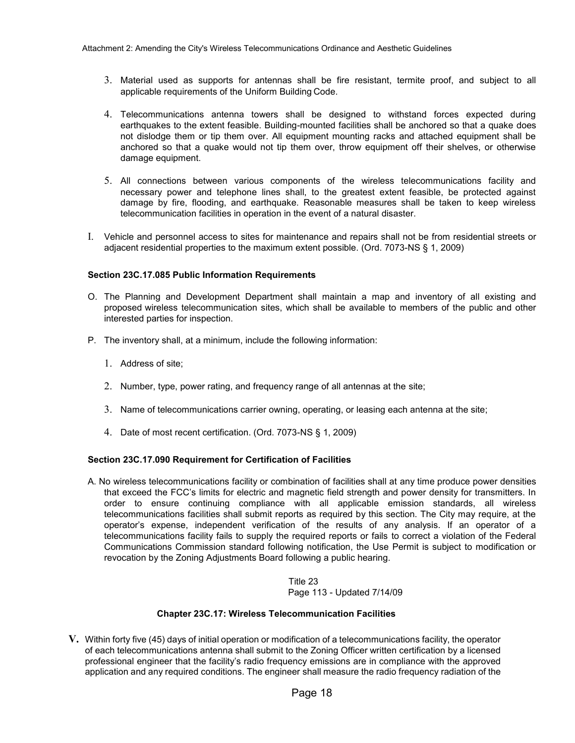3. Material used as supports for antennas shall be fire resistant, termite proof, and subject to all applicable requirements of the Uniform Building Code.

4. Telecommunications antenna towers shall be designed to withstand forces expected during earthquakes to the extent feasible. Building-mounted facilities shall be anchored so that a quake does not dislodge them or tip them over. All equipment mounting racks and attached equipment shall be anchored so that a quake would not tip them over, throw equipment off their shelves, or otherwise damage equipment.

5. All connections between various components of the wireless telecommunications facility and necessary power and telephone lines shall, to the greatest extent feasible, be protected against damage by fire, flooding, and earthquake. Reasonable measures shall be taken to keep wireless telecommunication facilities in operation in the event of a natural disaster.

I. Vehicle and personnel access to sites for maintenance and repairs shall not be from residential streets or adjacent residential properties to the maximum extent possible. (Ord. 7073-NS § 1, 2009)

**Section 23C.17.085 Public Information Requirements**

O. The Planning and Development Department shall maintain a map and inventory of all existing and proposed wireless telecommunication sites, which shall be available to members of the public and other interested parties for inspection.

P. The inventory shall, at a minimum, include the following information:

1. Address of site;

2. Number, type, power rating, and frequency range of all antennas at the site;

3. Name of telecommunications carrier owning, operating, or leasing each antenna at the site;

4. Date of most recent certification. (Ord. 7073-NS § 1, 2009)

**Section 23C.17.090 Requirement for Certification of Facilities**

A. No wireless telecommunications facility or combination of facilities shall at any time produce power densities that exceed the FCC's limits for electric and magnetic field strength and power density for transmitters. In order to ensure continuing compliance with all applicable emission standards, all wireless telecommunications facilities shall submit reports as required by this section. The City may require, at the operator's expense, independent verification of the results of any analysis. If an operator of a telecommunications facility fails to supply the required reports or fails to correct a violation of the Federal Communications Commission standard following notification, the Use Permit is subject to modification or revocation by the Zoning Adjustments Board following a public hearing.

**Chapter 23C.17: Wireless Telecommunication Facilities**

V. Within forty five (45) days of initial operation or modification of a telecommunications facility, the operator of each telecommunications antenna shall submit to the Zoning Officer written certification by a licensed professional engineer that the facility's radio frequency emissions are in compliance with the approved application and any required conditions. The engineer shall measure the radio frequency radiation of the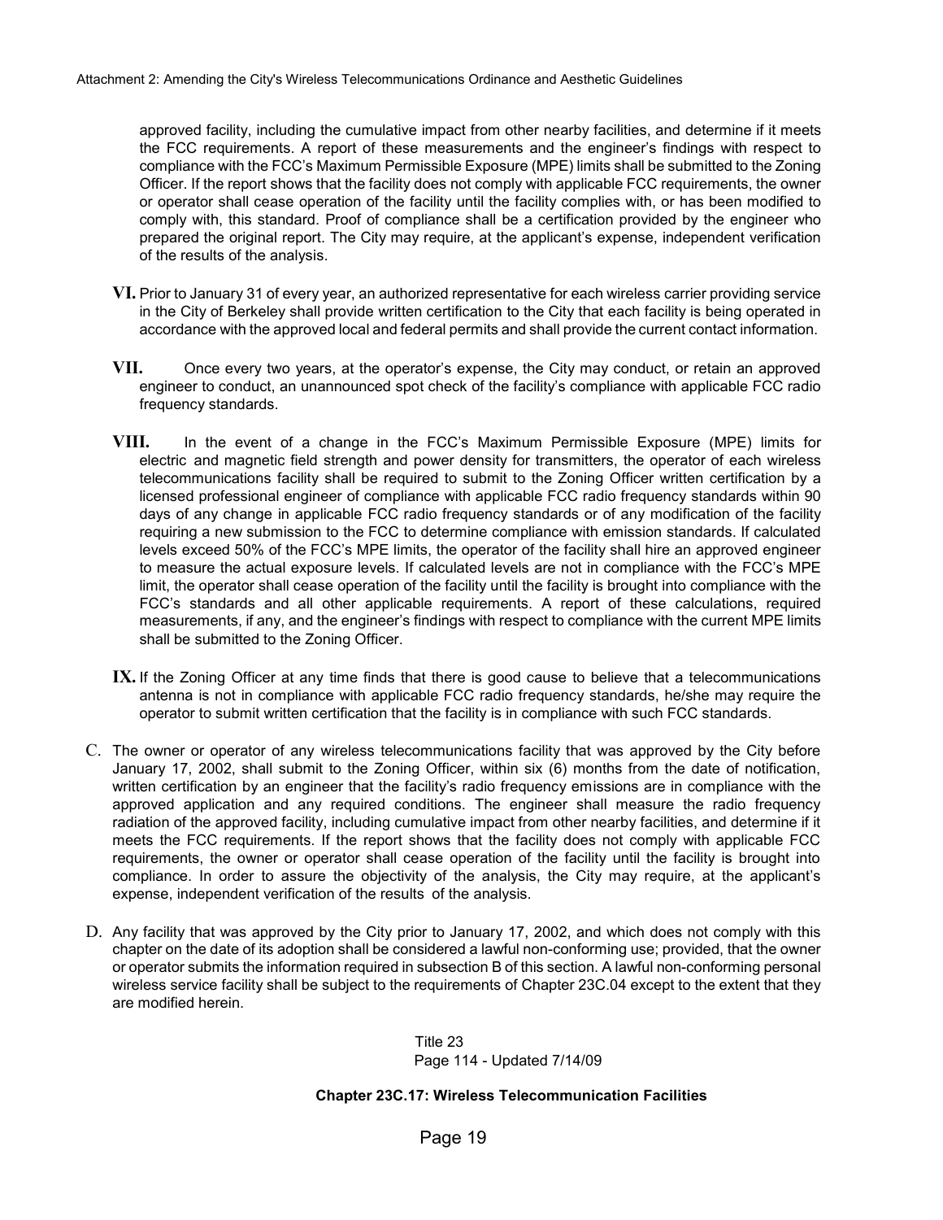approved facility, including the cumulative impact from other nearby facilities, and determine if it meets the FCC requirements. A report of these measurements and the engineer's findings with respect to compliance with the FCC's Maximum Permissible Exposure (MPE) limits shall be submitted to the Zoning Officer. If the report shows that the facility does not comply with applicable FCC requirements, the owner or operator shall cease operation of the facility until the facility complies with, or has been modified to comply with, this standard. Proof of compliance shall be a certification provided by the engineer who prepared the original report. The City may require, at the applicant's expense, independent verification of the results of the analysis.

**VI.** Prior to January 31 of every year, an authorized representative for each wireless carrier providing service in the City of Berkeley shall provide written certification to the City that each facility is being operated in accordance with the approved local and federal permits and shall provide the current contact information.

**VII.** Once every two years, at the operator's expense, the City may conduct, or retain an approved engineer to conduct, an unannounced spot check of the facility's compliance with applicable FCC radio frequency standards.

**VIII.** In the event of a change in the FCC's Maximum Permissible Exposure (MPE) limits for electric and magnetic field strength and power density for transmitters, the operator of each wireless telecommunications facility shall be required to submit to the Zoning Officer written certification by a licensed professional engineer of compliance with applicable FCC radio frequency standards within 90 days of any change in applicable FCC radio frequency standards or of any modification of the facility requiring a new submission to the FCC to determine compliance with emission standards. If calculated levels exceed 50% of the FCC's MPE limits, the operator of the facility shall hire an approved engineer to measure the actual exposure levels. If calculated levels are not in compliance with the FCC's MPE limit, the operator shall cease operation of the facility until the facility is brought into compliance with the FCC's standards and all other applicable requirements. A report of these calculations, required measurements, if any, and the engineer's findings with respect to compliance with the current MPE limits shall be submitted to the Zoning Officer.

**IX.** If the Zoning Officer at any time finds that there is good cause to believe that a telecommunications antenna is not in compliance with applicable FCC radio frequency standards, he/she may require the operator to submit written certification that the facility is in compliance with such FCC standards.

C. The owner or operator of any wireless telecommunications facility that was approved by the City before January 17, 2002, shall submit to the Zoning Officer, within six (6) months from the date of notification, written certification by an engineer that the facility's radio frequency emissions are in compliance with the approved application and any required conditions. The engineer shall measure the radio frequency radiation of the approved facility, including cumulative impact from other nearby facilities, and determine if it meets the FCC requirements. If the report shows that the facility does not comply with applicable FCC requirements, the owner or operator shall cease operation of the facility until the facility is brought into compliance. In order to assure the objectivity of the analysis, the City may require, at the applicant's expense, independent verification of the results of the analysis.

D. Any facility that was approved by the City prior to January 17, 2002, and which does not comply with this chapter on the date of its adoption shall be considered a lawful non-conforming use; provided, that the owner or operator submits the information required in subsection B of this section. A lawful non-conforming personal wireless service facility shall be subject to the requirements of Chapter 23C.04 except to the extent that they are modified herein.

Title 23
Page 114 - Updated 7/14/09

**Chapter 23C.17: Wireless Telecommunication Facilities**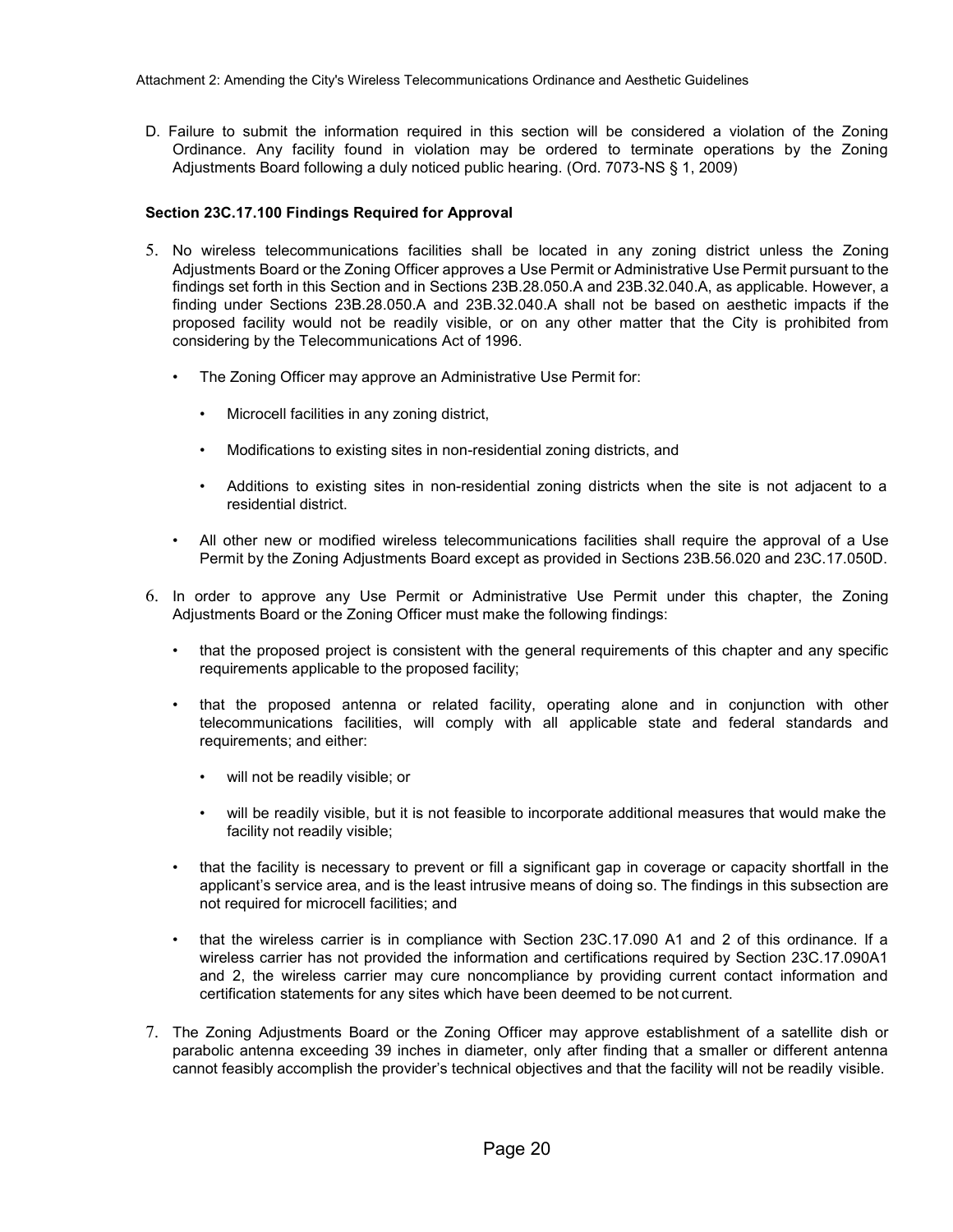D. Failure to submit the information required in this section will be considered a violation of the Zoning Ordinance. Any facility found in violation may be ordered to terminate operations by the Zoning Adjustments Board following a duly noticed public hearing. (Ord. 7073-NS § 1, 2009)

**Section 23C.17.100 Findings Required for Approval**

5. No wireless telecommunications facilities shall be located in any zoning district unless the Zoning Adjustments Board or the Zoning Officer approves a Use Permit or Administrative Use Permit pursuant to the findings set forth in this Section and in Sections 23B.28.050.A and 23B.32.040.A, as applicable. However, a finding under Sections 23B.28.050.A and 23B.32.040.A shall not be based on aesthetic impacts if the proposed facility would not be readily visible, or on any other matter that the City is prohibited from considering by the Telecommunications Act of 1996.
   - The Zoning Officer may approve an Administrative Use Permit for:
     - Microcell facilities in any zoning district,
     - Modifications to existing sites in non-residential zoning districts, and
     - Additions to existing sites in non-residential zoning districts when the site is not adjacent to a residential district.
   - All other new or modified wireless telecommunications facilities shall require the approval of a Use Permit by the Zoning Adjustments Board except as provided in Sections 23B.56.020 and 23C.17.050D.
6. In order to approve any Use Permit or Administrative Use Permit under this chapter, the Zoning Adjustments Board or the Zoning Officer must make the following findings:
   - that the proposed project is consistent with the general requirements of this chapter and any specific requirements applicable to the proposed facility;
   - that the proposed antenna or related facility, operating alone and in conjunction with other telecommunications facilities, will comply with all applicable state and federal standards and requirements; and either:
     - will not be readily visible; or
     - will be readily visible, but it is not feasible to incorporate additional measures that would make the facility not readily visible;
   - that the facility is necessary to prevent or fill a significant gap in coverage or capacity shortfall in the applicant's service area, and is the least intrusive means of doing so. The findings in this subsection are not required for microcell facilities; and
   - that the wireless carrier is in compliance with Section 23C.17.090 A1 and 2 of this ordinance. If a wireless carrier has not provided the information and certifications required by Section 23C.17.090A1 and 2, the wireless carrier may cure noncompliance by providing current contact information and certification statements for any sites which have been deemed to be not current.
7. The Zoning Adjustments Board or the Zoning Officer may approve establishment of a satellite dish or parabolic antenna exceeding 39 inches in diameter, only after finding that a smaller or different antenna cannot feasibly accomplish the provider's technical objectives and that the facility will not be readily visible.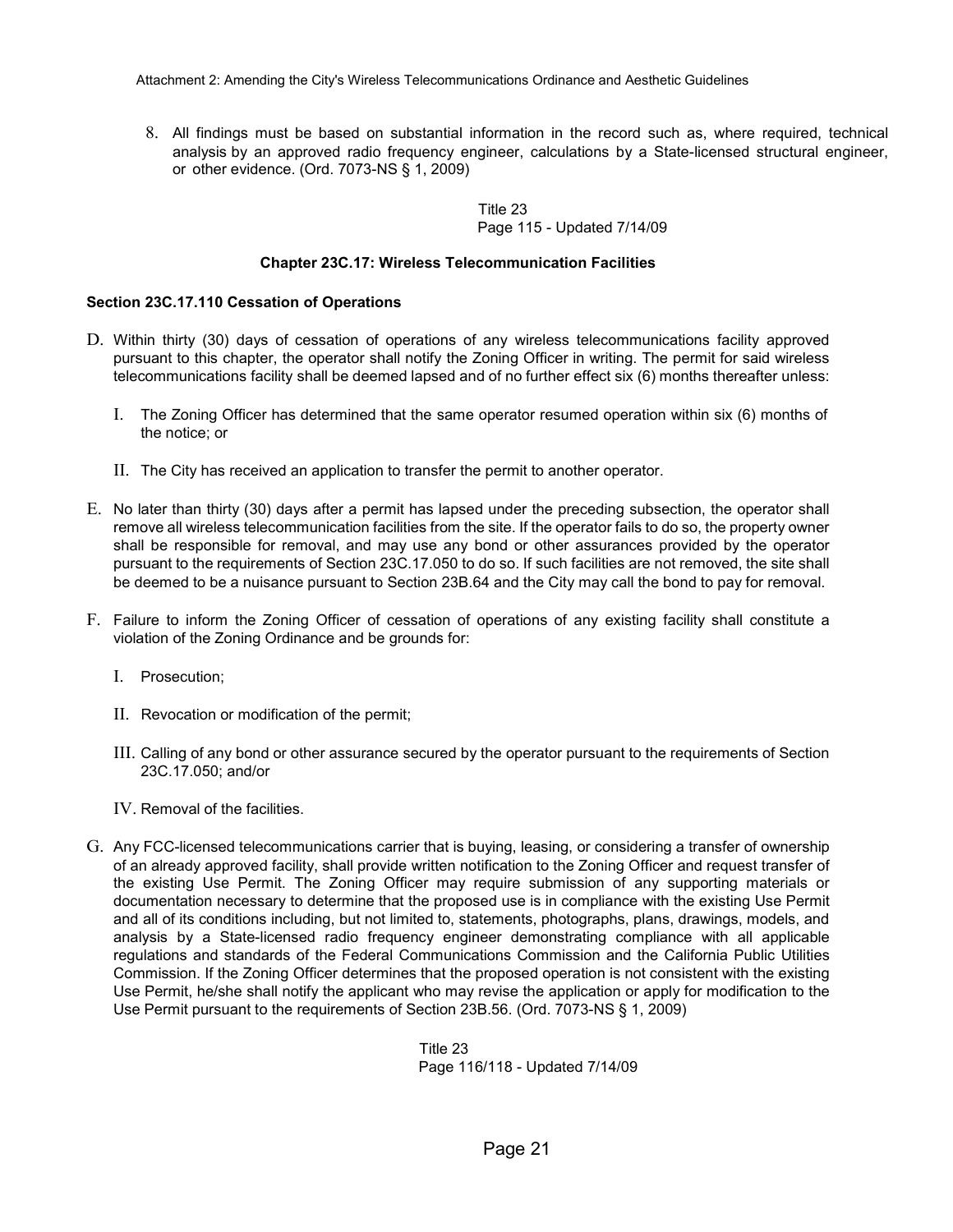8. All findings must be based on substantial information in the record such as, where required, technical analysis by an approved radio frequency engineer, calculations by a State-licensed structural engineer, or other evidence. (Ord. 7073-NS § 1, 2009)

Title 23
Page 115 - Updated 7/14/09

### Chapter 23C.17: Wireless Telecommunication Facilities

#### Section 23C.17.110 Cessation of Operations

D. Within thirty (30) days of cessation of operations of any wireless telecommunications facility approved pursuant to this chapter, the operator shall notify the Zoning Officer in writing. The permit for said wireless telecommunications facility shall be deemed lapsed and of no further effect six (6) months thereafter unless:

   I. The Zoning Officer has determined that the same operator resumed operation within six (6) months of the notice; or

   II. The City has received an application to transfer the permit to another operator.

E. No later than thirty (30) days after a permit has lapsed under the preceding subsection, the operator shall remove all wireless telecommunication facilities from the site. If the operator fails to do so, the property owner shall be responsible for removal, and may use any bond or other assurances provided by the operator pursuant to the requirements of Section 23C.17.050 to do so. If such facilities are not removed, the site shall be deemed to be a nuisance pursuant to Section 23B.64 and the City may call the bond to pay for removal.

F. Failure to inform the Zoning Officer of cessation of operations of any existing facility shall constitute a violation of the Zoning Ordinance and be grounds for:

   I. Prosecution;

   II. Revocation or modification of the permit;

   III. Calling of any bond or other assurance secured by the operator pursuant to the requirements of Section 23C.17.050; and/or

   IV. Removal of the facilities.

G. Any FCC-licensed telecommunications carrier that is buying, leasing, or considering a transfer of ownership of an already approved facility, shall provide written notification to the Zoning Officer and request transfer of the existing Use Permit. The Zoning Officer may require submission of any supporting materials or documentation necessary to determine that the proposed use is in compliance with the existing Use Permit and all of its conditions including, but not limited to, statements, photographs, plans, drawings, models, and analysis by a State-licensed radio frequency engineer demonstrating compliance with all applicable regulations and standards of the Federal Communications Commission and the California Public Utilities Commission. If the Zoning Officer determines that the proposed operation is not consistent with the existing Use Permit, he/she shall notify the applicant who may revise the application or apply for modification to the Use Permit pursuant to the requirements of Section 23B.56. (Ord. 7073-NS § 1, 2009)

Title 23
Page 116/118 - Updated 7/14/09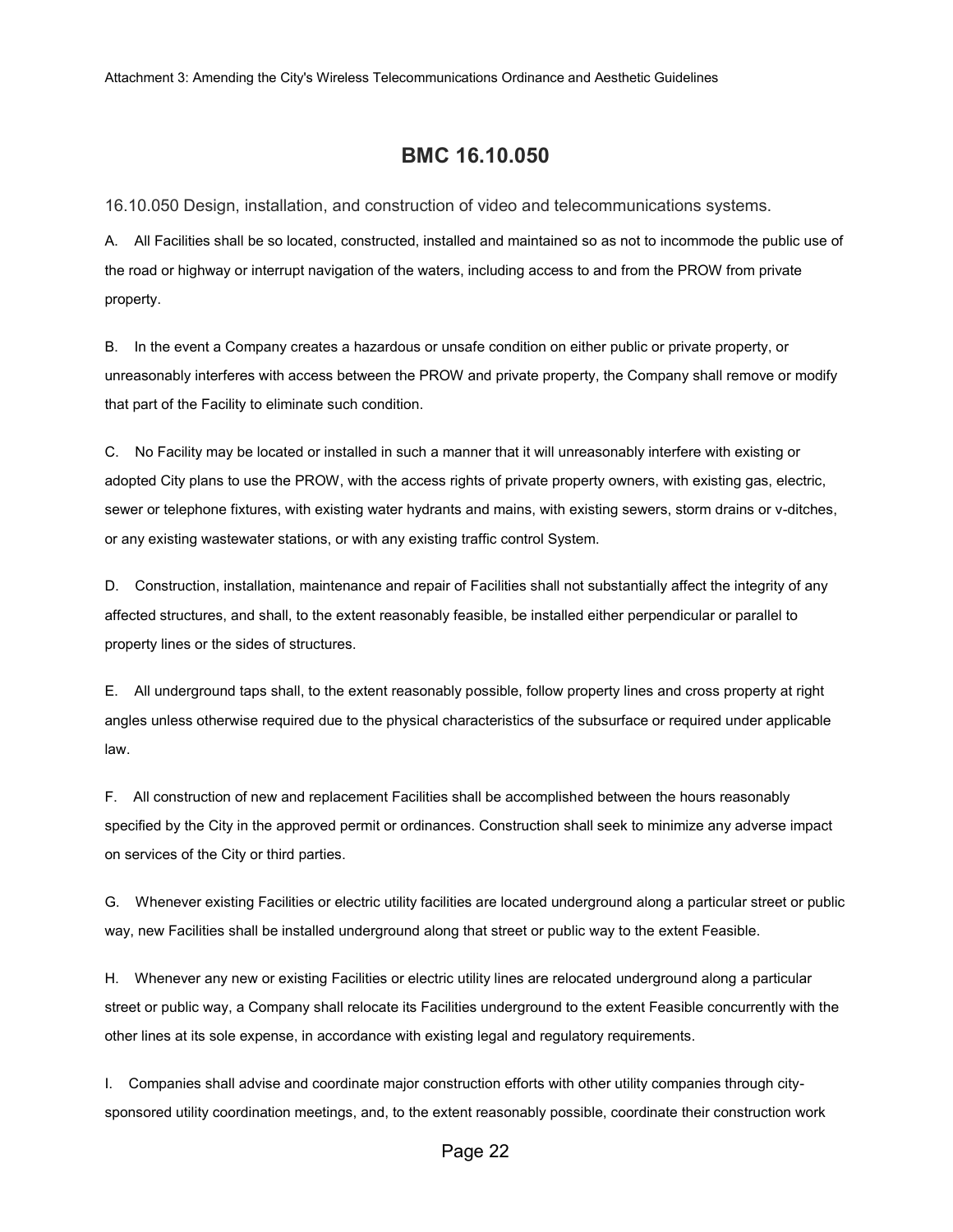# BMC 16.10.050

16.10.050 Design, installation, and construction of video and telecommunications systems.

A. All Facilities shall be so located, constructed, installed and maintained so as not to incommode the public use of the road or highway or interrupt navigation of the waters, including access to and from the PROW from private property.

B. In the event a Company creates a hazardous or unsafe condition on either public or private property, or unreasonably interferes with access between the PROW and private property, the Company shall remove or modify that part of the Facility to eliminate such condition.

C. No Facility may be located or installed in such a manner that it will unreasonably interfere with existing or adopted City plans to use the PROW, with the access rights of private property owners, with existing gas, electric, sewer or telephone fixtures, with existing water hydrants and mains, with existing sewers, storm drains or v-ditches, or any existing wastewater stations, or with any existing traffic control System.

D. Construction, installation, maintenance and repair of Facilities shall not substantially affect the integrity of any affected structures, and shall, to the extent reasonably feasible, be installed either perpendicular or parallel to property lines or the sides of structures.

E. All underground taps shall, to the extent reasonably possible, follow property lines and cross property at right angles unless otherwise required due to the physical characteristics of the subsurface or required under applicable law.

F. All construction of new and replacement Facilities shall be accomplished between the hours reasonably specified by the City in the approved permit or ordinances. Construction shall seek to minimize any adverse impact on services of the City or third parties.

G. Whenever existing Facilities or electric utility facilities are located underground along a particular street or public way, new Facilities shall be installed underground along that street or public way to the extent Feasible.

H. Whenever any new or existing Facilities or electric utility lines are relocated underground along a particular street or public way, a Company shall relocate its Facilities underground to the extent Feasible concurrently with the other lines at its sole expense, in accordance with existing legal and regulatory requirements.

I. Companies shall advise and coordinate major construction efforts with other utility companies through city-sponsored utility coordination meetings, and, to the extent reasonably possible, coordinate their construction work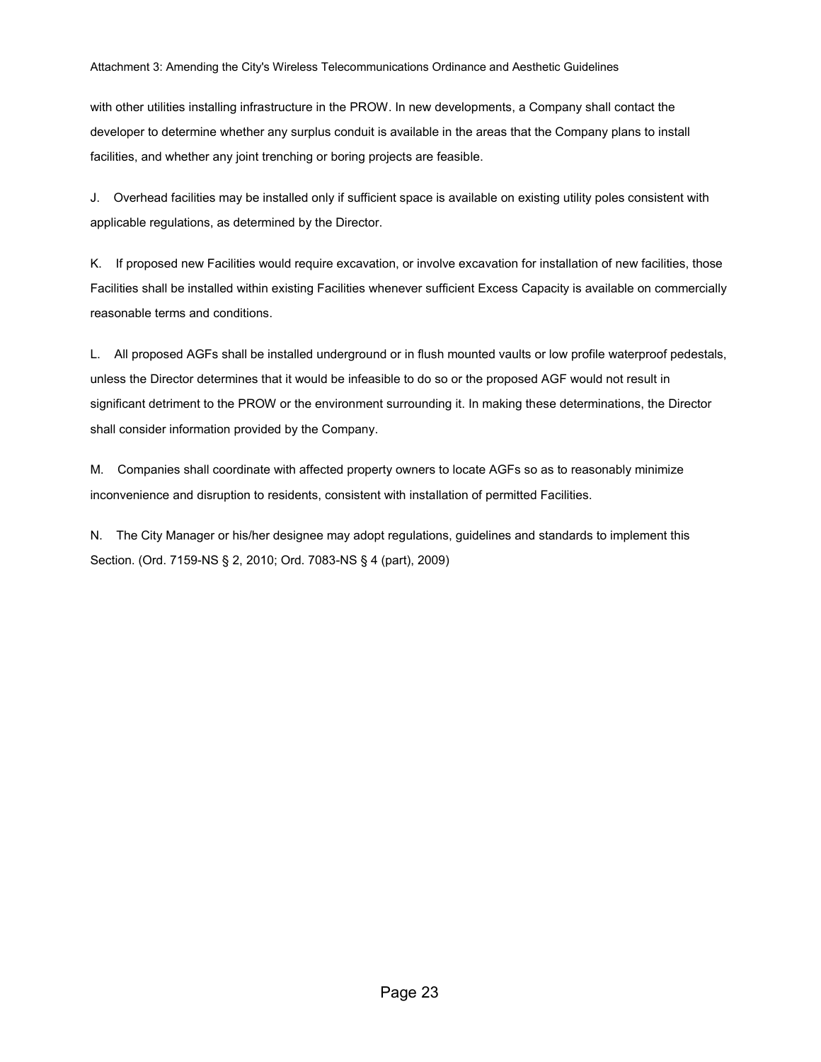with other utilities installing infrastructure in the PROW. In new developments, a Company shall contact the developer to determine whether any surplus conduit is available in the areas that the Company plans to install facilities, and whether any joint trenching or boring projects are feasible.

J. Overhead facilities may be installed only if sufficient space is available on existing utility poles consistent with applicable regulations, as determined by the Director.

K. If proposed new Facilities would require excavation, or involve excavation for installation of new facilities, those Facilities shall be installed within existing Facilities whenever sufficient Excess Capacity is available on commercially reasonable terms and conditions.

L. All proposed AGFs shall be installed underground or in flush mounted vaults or low profile waterproof pedestals, unless the Director determines that it would be infeasible to do so or the proposed AGF would not result in significant detriment to the PROW or the environment surrounding it. In making these determinations, the Director shall consider information provided by the Company.

M. Companies shall coordinate with affected property owners to locate AGFs so as to reasonably minimize inconvenience and disruption to residents, consistent with installation of permitted Facilities.

N. The City Manager or his/her designee may adopt regulations, guidelines and standards to implement this Section. (Ord. 7159-NS § 2, 2010; Ord. 7083-NS § 4 (part), 2009)